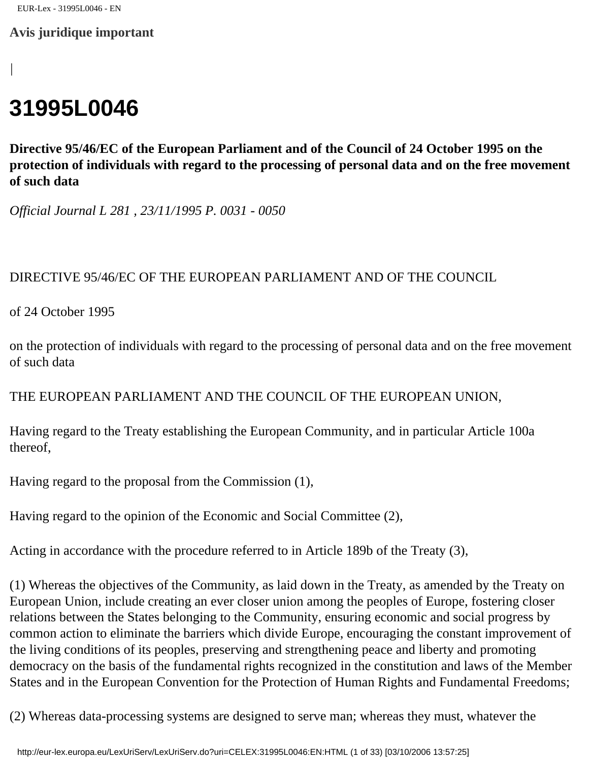**Avis juridique important**

|

# 31995L0046

**Directive 95/46/EC of the European Parliament and of the Council of 24 October 1995 on the protection of individuals with regard to the processing of personal data and on the free movement of such data**

*Official Journal L 281 , 23/11/1995 P. 0031 - 0050*

DIRECTIVE 95/46/EC OF THE EUROPEAN PARLIAMENT AND OF THE COUNCIL

of 24 October 1995

on the protection of individuals with regard to the processing of personal data and on the free movement of such data

THE EUROPEAN PARLIAMENT AND THE COUNCIL OF THE EUROPEAN UNION,

Having regard to the Treaty establishing the European Community, and in particular Article 100a thereof,

Having regard to the proposal from the Commission (1),

Having regard to the opinion of the Economic and Social Committee (2),

Acting in accordance with the procedure referred to in Article 189b of the Treaty (3),

(1) Whereas the objectives of the Community, as laid down in the Treaty, as amended by the Treaty on European Union, include creating an ever closer union among the peoples of Europe, fostering closer relations between the States belonging to the Community, ensuring economic and social progress by common action to eliminate the barriers which divide Europe, encouraging the constant improvement of the living conditions of its peoples, preserving and strengthening peace and liberty and promoting democracy on the basis of the fundamental rights recognized in the constitution and laws of the Member States and in the European Convention for the Protection of Human Rights and Fundamental Freedoms;

(2) Whereas data-processing systems are designed to serve man; whereas they must, whatever the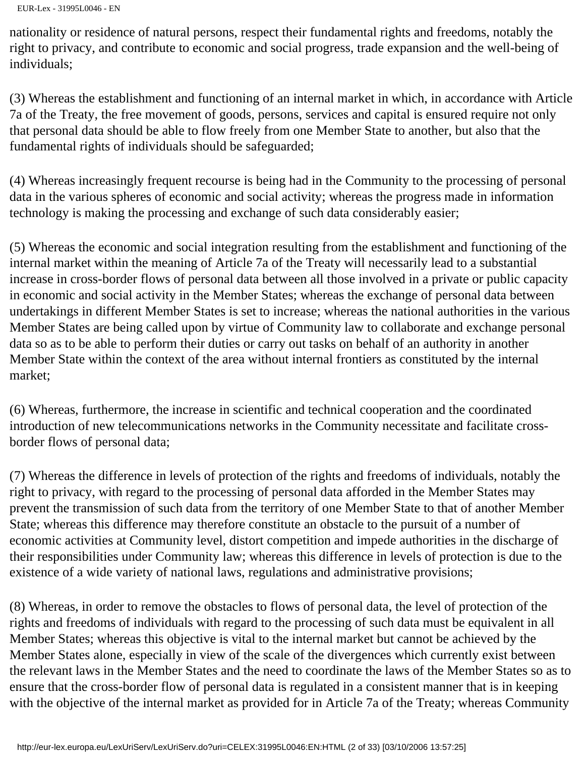nationality or residence of natural persons, respect their fundamental rights and freedoms, notably the right to privacy, and contribute to economic and social progress, trade expansion and the well-being of individuals;

(3) Whereas the establishment and functioning of an internal market in which, in accordance with Article 7a of the Treaty, the free movement of goods, persons, services and capital is ensured require not only that personal data should be able to flow freely from one Member State to another, but also that the fundamental rights of individuals should be safeguarded;

(4) Whereas increasingly frequent recourse is being had in the Community to the processing of personal data in the various spheres of economic and social activity; whereas the progress made in information technology is making the processing and exchange of such data considerably easier;

(5) Whereas the economic and social integration resulting from the establishment and functioning of the internal market within the meaning of Article 7a of the Treaty will necessarily lead to a substantial increase in cross-border flows of personal data between all those involved in a private or public capacity in economic and social activity in the Member States; whereas the exchange of personal data between undertakings in different Member States is set to increase; whereas the national authorities in the various Member States are being called upon by virtue of Community law to collaborate and exchange personal data so as to be able to perform their duties or carry out tasks on behalf of an authority in another Member State within the context of the area without internal frontiers as constituted by the internal market;

(6) Whereas, furthermore, the increase in scientific and technical cooperation and the coordinated introduction of new telecommunications networks in the Community necessitate and facilitate cross-border flows of personal data;

(7) Whereas the difference in levels of protection of the rights and freedoms of individuals, notably the right to privacy, with regard to the processing of personal data afforded in the Member States may prevent the transmission of such data from the territory of one Member State to that of another Member State; whereas this difference may therefore constitute an obstacle to the pursuit of a number of economic activities at Community level, distort competition and impede authorities in the discharge of their responsibilities under Community law; whereas this difference in levels of protection is due to the existence of a wide variety of national laws, regulations and administrative provisions;

(8) Whereas, in order to remove the obstacles to flows of personal data, the level of protection of the rights and freedoms of individuals with regard to the processing of such data must be equivalent in all Member States; whereas this objective is vital to the internal market but cannot be achieved by the Member States alone, especially in view of the scale of the divergences which currently exist between the relevant laws in the Member States and the need to coordinate the laws of the Member States so as to ensure that the cross-border flow of personal data is regulated in a consistent manner that is in keeping with the objective of the internal market as provided for in Article 7a of the Treaty; whereas Community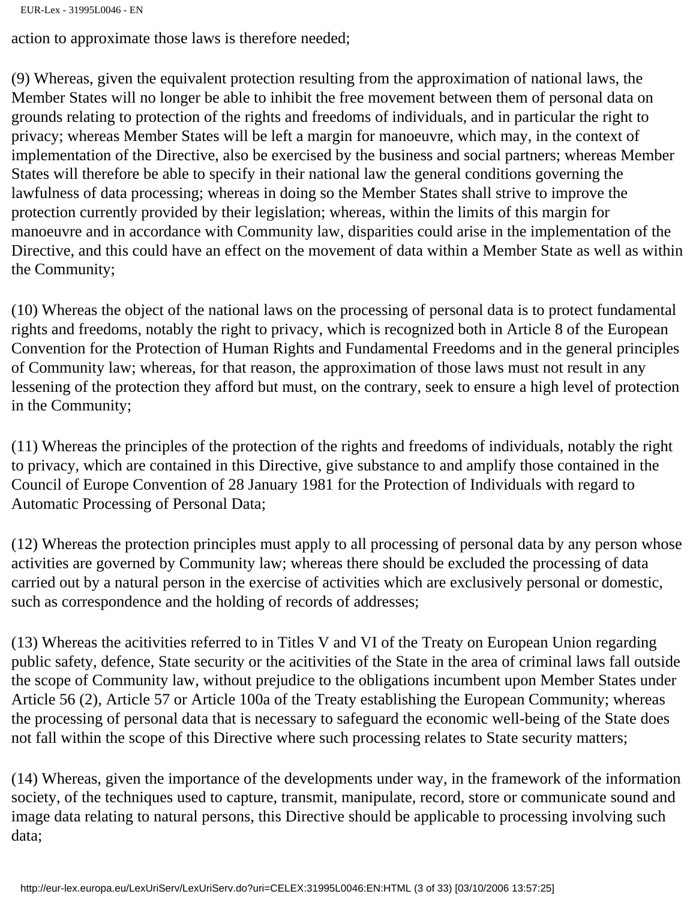action to approximate those laws is therefore needed;

(9) Whereas, given the equivalent protection resulting from the approximation of national laws, the Member States will no longer be able to inhibit the free movement between them of personal data on grounds relating to protection of the rights and freedoms of individuals, and in particular the right to privacy; whereas Member States will be left a margin for manoeuvre, which may, in the context of implementation of the Directive, also be exercised by the business and social partners; whereas Member States will therefore be able to specify in their national law the general conditions governing the lawfulness of data processing; whereas in doing so the Member States shall strive to improve the protection currently provided by their legislation; whereas, within the limits of this margin for manoeuvre and in accordance with Community law, disparities could arise in the implementation of the Directive, and this could have an effect on the movement of data within a Member State as well as within the Community;

(10) Whereas the object of the national laws on the processing of personal data is to protect fundamental rights and freedoms, notably the right to privacy, which is recognized both in Article 8 of the European Convention for the Protection of Human Rights and Fundamental Freedoms and in the general principles of Community law; whereas, for that reason, the approximation of those laws must not result in any lessening of the protection they afford but must, on the contrary, seek to ensure a high level of protection in the Community;

(11) Whereas the principles of the protection of the rights and freedoms of individuals, notably the right to privacy, which are contained in this Directive, give substance to and amplify those contained in the Council of Europe Convention of 28 January 1981 for the Protection of Individuals with regard to Automatic Processing of Personal Data;

(12) Whereas the protection principles must apply to all processing of personal data by any person whose activities are governed by Community law; whereas there should be excluded the processing of data carried out by a natural person in the exercise of activities which are exclusively personal or domestic, such as correspondence and the holding of records of addresses;

(13) Whereas the acitivities referred to in Titles V and VI of the Treaty on European Union regarding public safety, defence, State security or the acitivities of the State in the area of criminal laws fall outside the scope of Community law, without prejudice to the obligations incumbent upon Member States under Article 56 (2), Article 57 or Article 100a of the Treaty establishing the European Community; whereas the processing of personal data that is necessary to safeguard the economic well-being of the State does not fall within the scope of this Directive where such processing relates to State security matters;

(14) Whereas, given the importance of the developments under way, in the framework of the information society, of the techniques used to capture, transmit, manipulate, record, store or communicate sound and image data relating to natural persons, this Directive should be applicable to processing involving such data;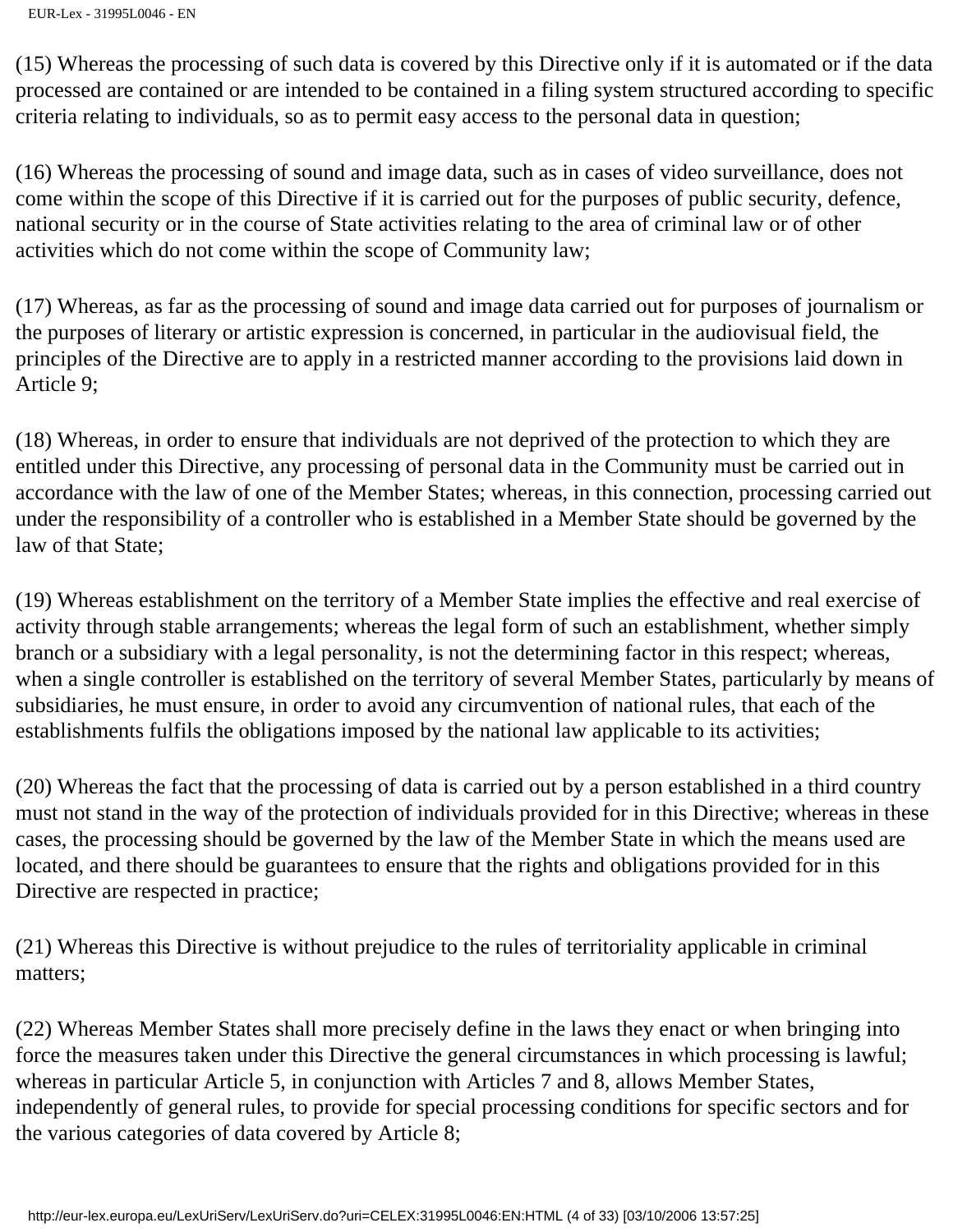(15) Whereas the processing of such data is covered by this Directive only if it is automated or if the data processed are contained or are intended to be contained in a filing system structured according to specific criteria relating to individuals, so as to permit easy access to the personal data in question;

(16) Whereas the processing of sound and image data, such as in cases of video surveillance, does not come within the scope of this Directive if it is carried out for the purposes of public security, defence, national security or in the course of State activities relating to the area of criminal law or of other activities which do not come within the scope of Community law;

(17) Whereas, as far as the processing of sound and image data carried out for purposes of journalism or the purposes of literary or artistic expression is concerned, in particular in the audiovisual field, the principles of the Directive are to apply in a restricted manner according to the provisions laid down in Article 9;

(18) Whereas, in order to ensure that individuals are not deprived of the protection to which they are entitled under this Directive, any processing of personal data in the Community must be carried out in accordance with the law of one of the Member States; whereas, in this connection, processing carried out under the responsibility of a controller who is established in a Member State should be governed by the law of that State;

(19) Whereas establishment on the territory of a Member State implies the effective and real exercise of activity through stable arrangements; whereas the legal form of such an establishment, whether simply branch or a subsidiary with a legal personality, is not the determining factor in this respect; whereas, when a single controller is established on the territory of several Member States, particularly by means of subsidiaries, he must ensure, in order to avoid any circumvention of national rules, that each of the establishments fulfils the obligations imposed by the national law applicable to its activities;

(20) Whereas the fact that the processing of data is carried out by a person established in a third country must not stand in the way of the protection of individuals provided for in this Directive; whereas in these cases, the processing should be governed by the law of the Member State in which the means used are located, and there should be guarantees to ensure that the rights and obligations provided for in this Directive are respected in practice;

(21) Whereas this Directive is without prejudice to the rules of territoriality applicable in criminal matters;

(22) Whereas Member States shall more precisely define in the laws they enact or when bringing into force the measures taken under this Directive the general circumstances in which processing is lawful; whereas in particular Article 5, in conjunction with Articles 7 and 8, allows Member States, independently of general rules, to provide for special processing conditions for specific sectors and for the various categories of data covered by Article 8;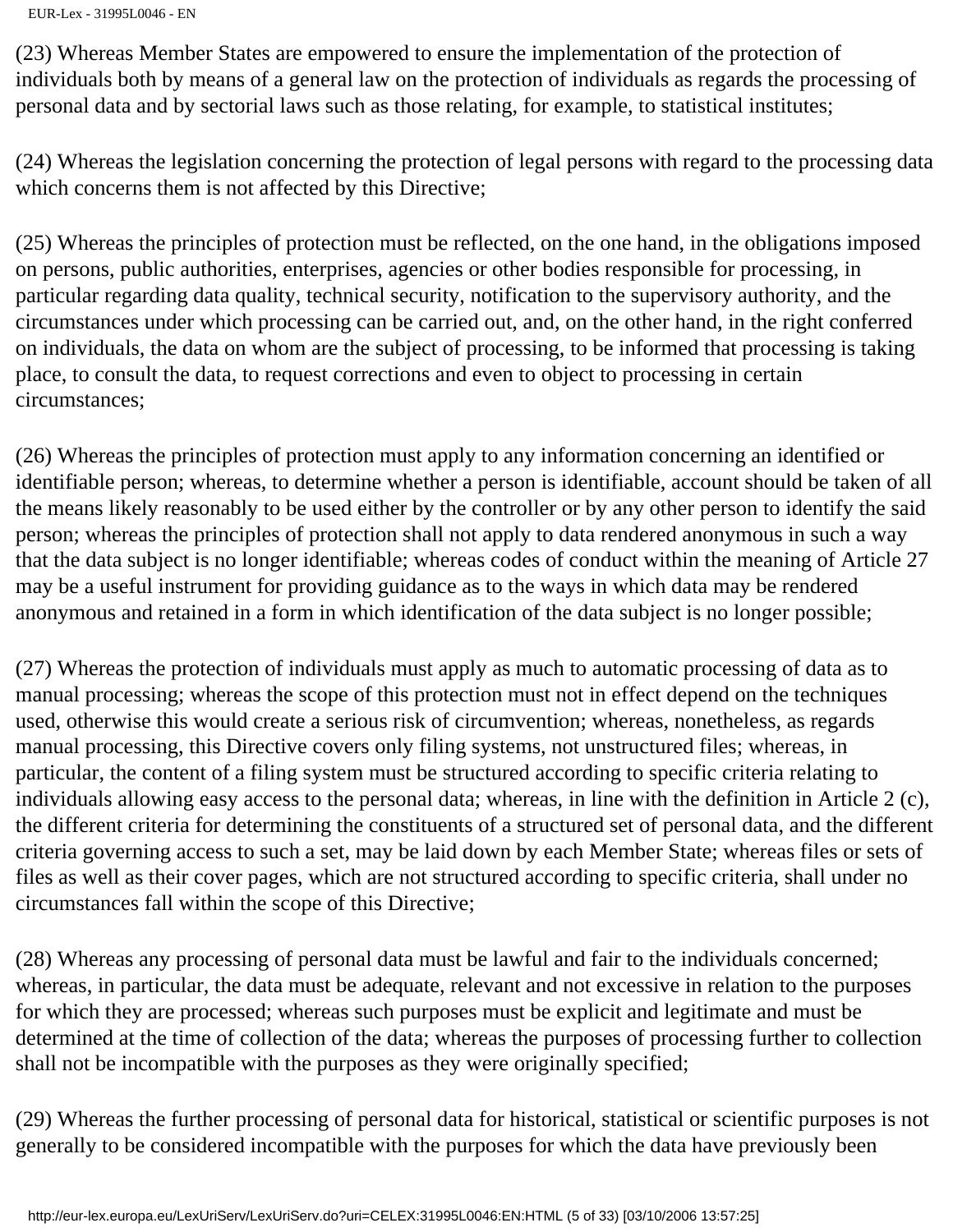(23) Whereas Member States are empowered to ensure the implementation of the protection of individuals both by means of a general law on the protection of individuals as regards the processing of personal data and by sectorial laws such as those relating, for example, to statistical institutes;

(24) Whereas the legislation concerning the protection of legal persons with regard to the processing data which concerns them is not affected by this Directive;

(25) Whereas the principles of protection must be reflected, on the one hand, in the obligations imposed on persons, public authorities, enterprises, agencies or other bodies responsible for processing, in particular regarding data quality, technical security, notification to the supervisory authority, and the circumstances under which processing can be carried out, and, on the other hand, in the right conferred on individuals, the data on whom are the subject of processing, to be informed that processing is taking place, to consult the data, to request corrections and even to object to processing in certain circumstances;

(26) Whereas the principles of protection must apply to any information concerning an identified or identifiable person; whereas, to determine whether a person is identifiable, account should be taken of all the means likely reasonably to be used either by the controller or by any other person to identify the said person; whereas the principles of protection shall not apply to data rendered anonymous in such a way that the data subject is no longer identifiable; whereas codes of conduct within the meaning of Article 27 may be a useful instrument for providing guidance as to the ways in which data may be rendered anonymous and retained in a form in which identification of the data subject is no longer possible;

(27) Whereas the protection of individuals must apply as much to automatic processing of data as to manual processing; whereas the scope of this protection must not in effect depend on the techniques used, otherwise this would create a serious risk of circumvention; whereas, nonetheless, as regards manual processing, this Directive covers only filing systems, not unstructured files; whereas, in particular, the content of a filing system must be structured according to specific criteria relating to individuals allowing easy access to the personal data; whereas, in line with the definition in Article 2 (c), the different criteria for determining the constituents of a structured set of personal data, and the different criteria governing access to such a set, may be laid down by each Member State; whereas files or sets of files as well as their cover pages, which are not structured according to specific criteria, shall under no circumstances fall within the scope of this Directive;

(28) Whereas any processing of personal data must be lawful and fair to the individuals concerned; whereas, in particular, the data must be adequate, relevant and not excessive in relation to the purposes for which they are processed; whereas such purposes must be explicit and legitimate and must be determined at the time of collection of the data; whereas the purposes of processing further to collection shall not be incompatible with the purposes as they were originally specified;

(29) Whereas the further processing of personal data for historical, statistical or scientific purposes is not generally to be considered incompatible with the purposes for which the data have previously been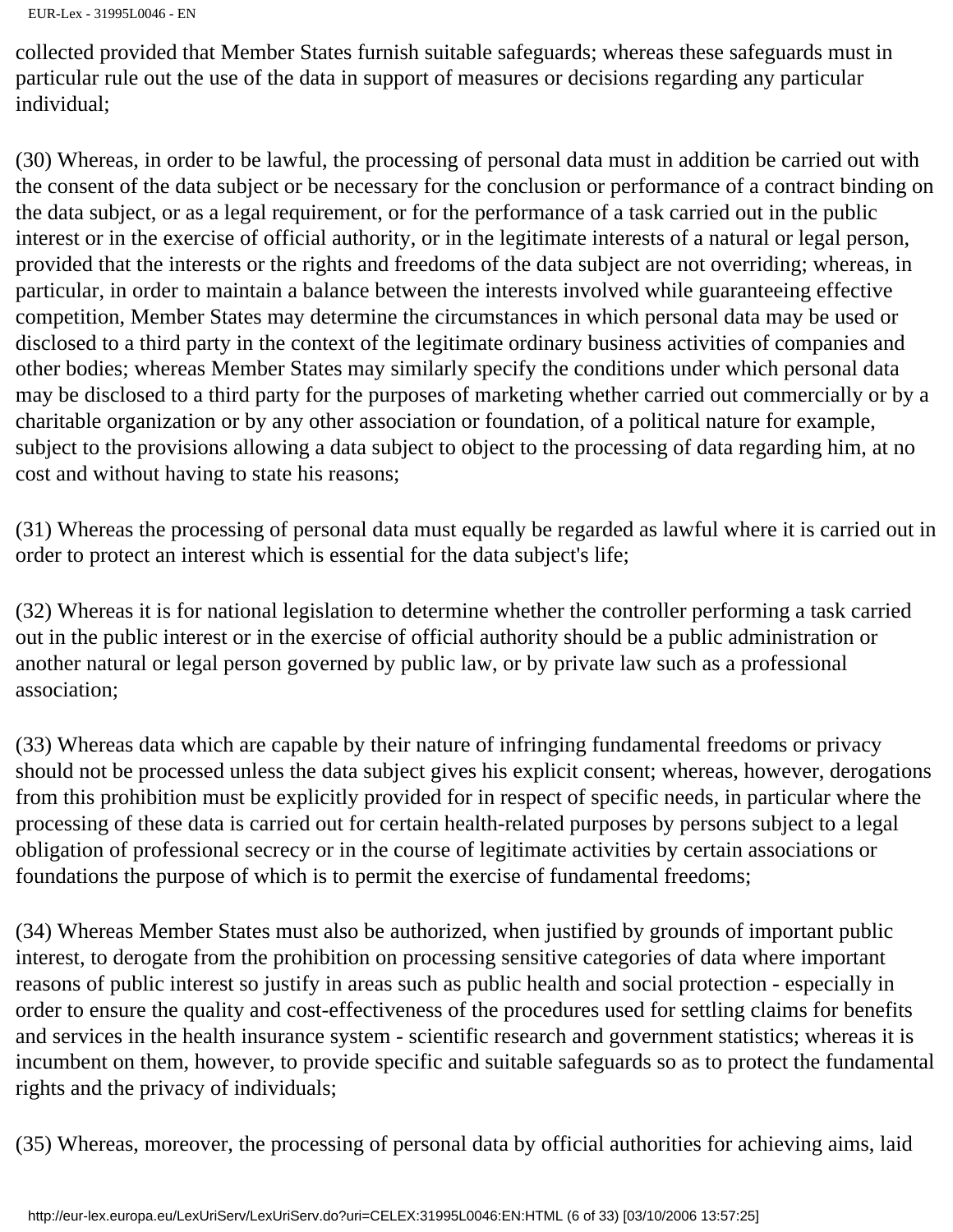collected provided that Member States furnish suitable safeguards; whereas these safeguards must in particular rule out the use of the data in support of measures or decisions regarding any particular individual;

(30) Whereas, in order to be lawful, the processing of personal data must in addition be carried out with the consent of the data subject or be necessary for the conclusion or performance of a contract binding on the data subject, or as a legal requirement, or for the performance of a task carried out in the public interest or in the exercise of official authority, or in the legitimate interests of a natural or legal person, provided that the interests or the rights and freedoms of the data subject are not overriding; whereas, in particular, in order to maintain a balance between the interests involved while guaranteeing effective competition, Member States may determine the circumstances in which personal data may be used or disclosed to a third party in the context of the legitimate ordinary business activities of companies and other bodies; whereas Member States may similarly specify the conditions under which personal data may be disclosed to a third party for the purposes of marketing whether carried out commercially or by a charitable organization or by any other association or foundation, of a political nature for example, subject to the provisions allowing a data subject to object to the processing of data regarding him, at no cost and without having to state his reasons;

(31) Whereas the processing of personal data must equally be regarded as lawful where it is carried out in order to protect an interest which is essential for the data subject's life;

(32) Whereas it is for national legislation to determine whether the controller performing a task carried out in the public interest or in the exercise of official authority should be a public administration or another natural or legal person governed by public law, or by private law such as a professional association;

(33) Whereas data which are capable by their nature of infringing fundamental freedoms or privacy should not be processed unless the data subject gives his explicit consent; whereas, however, derogations from this prohibition must be explicitly provided for in respect of specific needs, in particular where the processing of these data is carried out for certain health-related purposes by persons subject to a legal obligation of professional secrecy or in the course of legitimate activities by certain associations or foundations the purpose of which is to permit the exercise of fundamental freedoms;

(34) Whereas Member States must also be authorized, when justified by grounds of important public interest, to derogate from the prohibition on processing sensitive categories of data where important reasons of public interest so justify in areas such as public health and social protection - especially in order to ensure the quality and cost-effectiveness of the procedures used for settling claims for benefits and services in the health insurance system - scientific research and government statistics; whereas it is incumbent on them, however, to provide specific and suitable safeguards so as to protect the fundamental rights and the privacy of individuals;

(35) Whereas, moreover, the processing of personal data by official authorities for achieving aims, laid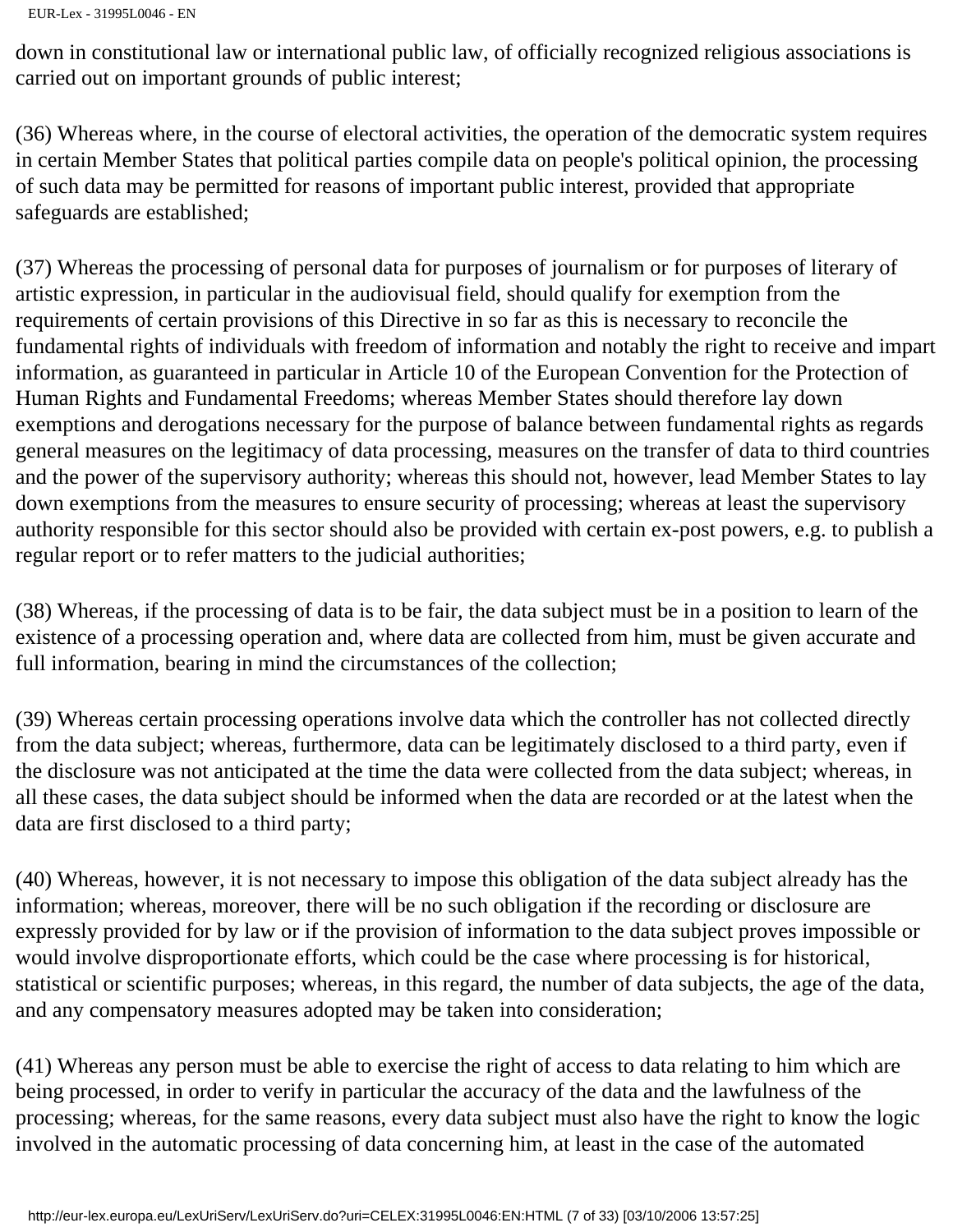down in constitutional law or international public law, of officially recognized religious associations is carried out on important grounds of public interest;

(36) Whereas where, in the course of electoral activities, the operation of the democratic system requires in certain Member States that political parties compile data on people's political opinion, the processing of such data may be permitted for reasons of important public interest, provided that appropriate safeguards are established;

(37) Whereas the processing of personal data for purposes of journalism or for purposes of literary of artistic expression, in particular in the audiovisual field, should qualify for exemption from the requirements of certain provisions of this Directive in so far as this is necessary to reconcile the fundamental rights of individuals with freedom of information and notably the right to receive and impart information, as guaranteed in particular in Article 10 of the European Convention for the Protection of Human Rights and Fundamental Freedoms; whereas Member States should therefore lay down exemptions and derogations necessary for the purpose of balance between fundamental rights as regards general measures on the legitimacy of data processing, measures on the transfer of data to third countries and the power of the supervisory authority; whereas this should not, however, lead Member States to lay down exemptions from the measures to ensure security of processing; whereas at least the supervisory authority responsible for this sector should also be provided with certain ex-post powers, e.g. to publish a regular report or to refer matters to the judicial authorities;

(38) Whereas, if the processing of data is to be fair, the data subject must be in a position to learn of the existence of a processing operation and, where data are collected from him, must be given accurate and full information, bearing in mind the circumstances of the collection;

(39) Whereas certain processing operations involve data which the controller has not collected directly from the data subject; whereas, furthermore, data can be legitimately disclosed to a third party, even if the disclosure was not anticipated at the time the data were collected from the data subject; whereas, in all these cases, the data subject should be informed when the data are recorded or at the latest when the data are first disclosed to a third party;

(40) Whereas, however, it is not necessary to impose this obligation of the data subject already has the information; whereas, moreover, there will be no such obligation if the recording or disclosure are expressly provided for by law or if the provision of information to the data subject proves impossible or would involve disproportionate efforts, which could be the case where processing is for historical, statistical or scientific purposes; whereas, in this regard, the number of data subjects, the age of the data, and any compensatory measures adopted may be taken into consideration;

(41) Whereas any person must be able to exercise the right of access to data relating to him which are being processed, in order to verify in particular the accuracy of the data and the lawfulness of the processing; whereas, for the same reasons, every data subject must also have the right to know the logic involved in the automatic processing of data concerning him, at least in the case of the automated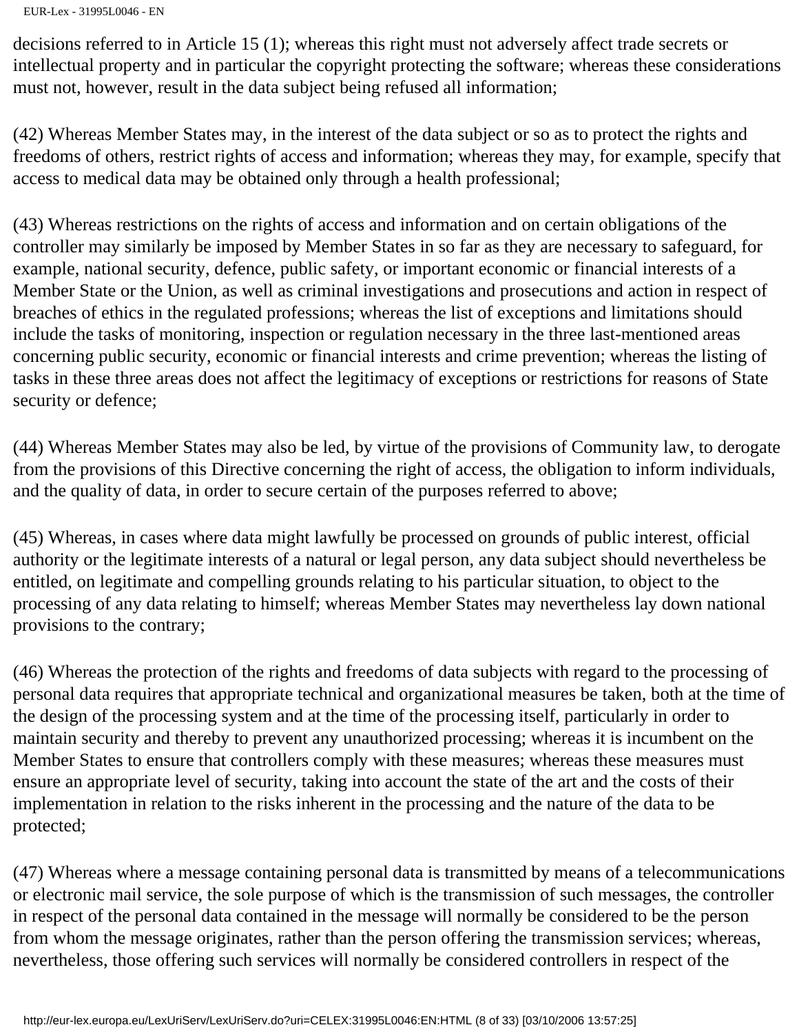decisions referred to in Article 15 (1); whereas this right must not adversely affect trade secrets or intellectual property and in particular the copyright protecting the software; whereas these considerations must not, however, result in the data subject being refused all information;

(42) Whereas Member States may, in the interest of the data subject or so as to protect the rights and freedoms of others, restrict rights of access and information; whereas they may, for example, specify that access to medical data may be obtained only through a health professional;

(43) Whereas restrictions on the rights of access and information and on certain obligations of the controller may similarly be imposed by Member States in so far as they are necessary to safeguard, for example, national security, defence, public safety, or important economic or financial interests of a Member State or the Union, as well as criminal investigations and prosecutions and action in respect of breaches of ethics in the regulated professions; whereas the list of exceptions and limitations should include the tasks of monitoring, inspection or regulation necessary in the three last-mentioned areas concerning public security, economic or financial interests and crime prevention; whereas the listing of tasks in these three areas does not affect the legitimacy of exceptions or restrictions for reasons of State security or defence;

(44) Whereas Member States may also be led, by virtue of the provisions of Community law, to derogate from the provisions of this Directive concerning the right of access, the obligation to inform individuals, and the quality of data, in order to secure certain of the purposes referred to above;

(45) Whereas, in cases where data might lawfully be processed on grounds of public interest, official authority or the legitimate interests of a natural or legal person, any data subject should nevertheless be entitled, on legitimate and compelling grounds relating to his particular situation, to object to the processing of any data relating to himself; whereas Member States may nevertheless lay down national provisions to the contrary;

(46) Whereas the protection of the rights and freedoms of data subjects with regard to the processing of personal data requires that appropriate technical and organizational measures be taken, both at the time of the design of the processing system and at the time of the processing itself, particularly in order to maintain security and thereby to prevent any unauthorized processing; whereas it is incumbent on the Member States to ensure that controllers comply with these measures; whereas these measures must ensure an appropriate level of security, taking into account the state of the art and the costs of their implementation in relation to the risks inherent in the processing and the nature of the data to be protected;

(47) Whereas where a message containing personal data is transmitted by means of a telecommunications or electronic mail service, the sole purpose of which is the transmission of such messages, the controller in respect of the personal data contained in the message will normally be considered to be the person from whom the message originates, rather than the person offering the transmission services; whereas, nevertheless, those offering such services will normally be considered controllers in respect of the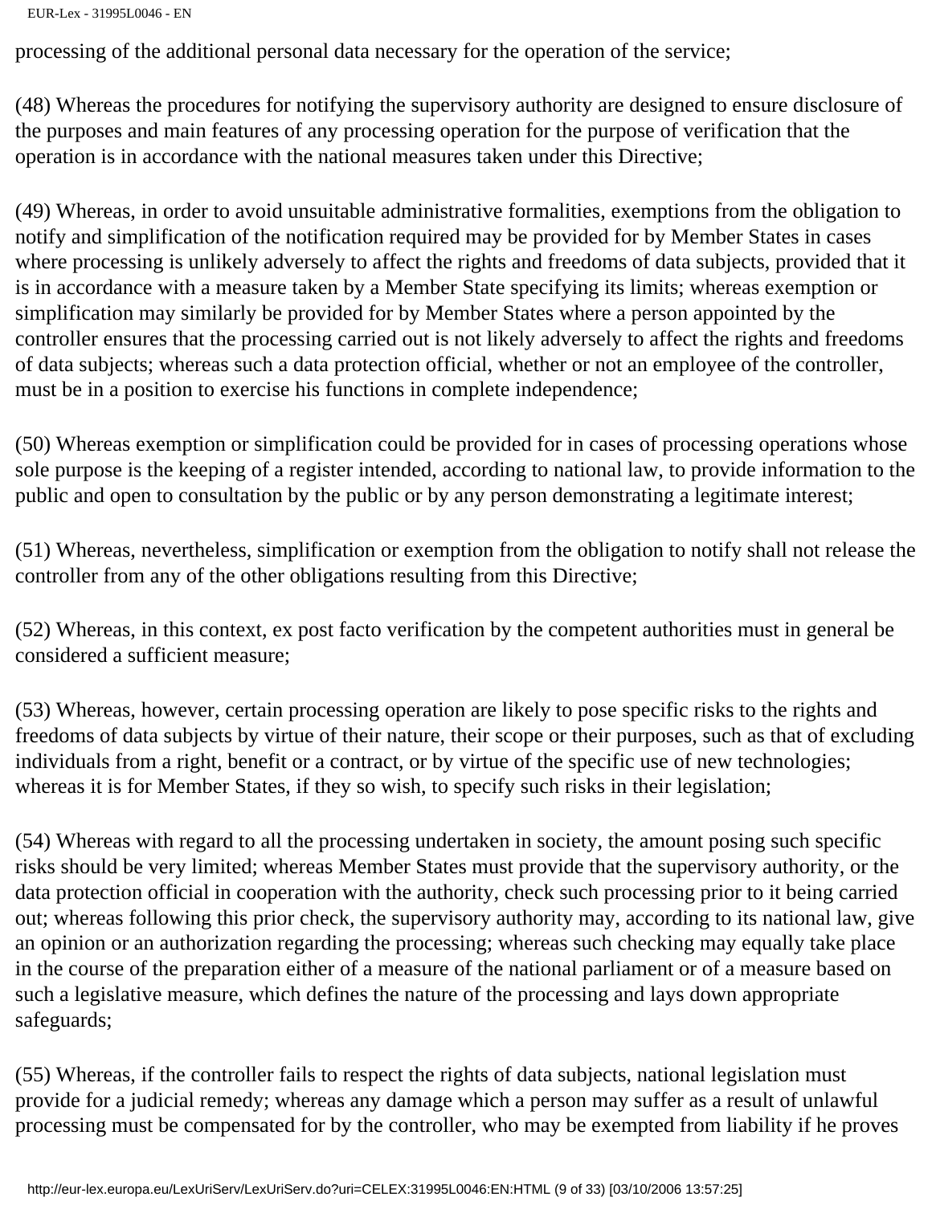processing of the additional personal data necessary for the operation of the service;

(48) Whereas the procedures for notifying the supervisory authority are designed to ensure disclosure of the purposes and main features of any processing operation for the purpose of verification that the operation is in accordance with the national measures taken under this Directive;

(49) Whereas, in order to avoid unsuitable administrative formalities, exemptions from the obligation to notify and simplification of the notification required may be provided for by Member States in cases where processing is unlikely adversely to affect the rights and freedoms of data subjects, provided that it is in accordance with a measure taken by a Member State specifying its limits; whereas exemption or simplification may similarly be provided for by Member States where a person appointed by the controller ensures that the processing carried out is not likely adversely to affect the rights and freedoms of data subjects; whereas such a data protection official, whether or not an employee of the controller, must be in a position to exercise his functions in complete independence;

(50) Whereas exemption or simplification could be provided for in cases of processing operations whose sole purpose is the keeping of a register intended, according to national law, to provide information to the public and open to consultation by the public or by any person demonstrating a legitimate interest;

(51) Whereas, nevertheless, simplification or exemption from the obligation to notify shall not release the controller from any of the other obligations resulting from this Directive;

(52) Whereas, in this context, ex post facto verification by the competent authorities must in general be considered a sufficient measure;

(53) Whereas, however, certain processing operation are likely to pose specific risks to the rights and freedoms of data subjects by virtue of their nature, their scope or their purposes, such as that of excluding individuals from a right, benefit or a contract, or by virtue of the specific use of new technologies; whereas it is for Member States, if they so wish, to specify such risks in their legislation;

(54) Whereas with regard to all the processing undertaken in society, the amount posing such specific risks should be very limited; whereas Member States must provide that the supervisory authority, or the data protection official in cooperation with the authority, check such processing prior to it being carried out; whereas following this prior check, the supervisory authority may, according to its national law, give an opinion or an authorization regarding the processing; whereas such checking may equally take place in the course of the preparation either of a measure of the national parliament or of a measure based on such a legislative measure, which defines the nature of the processing and lays down appropriate safeguards;

(55) Whereas, if the controller fails to respect the rights of data subjects, national legislation must provide for a judicial remedy; whereas any damage which a person may suffer as a result of unlawful processing must be compensated for by the controller, who may be exempted from liability if he proves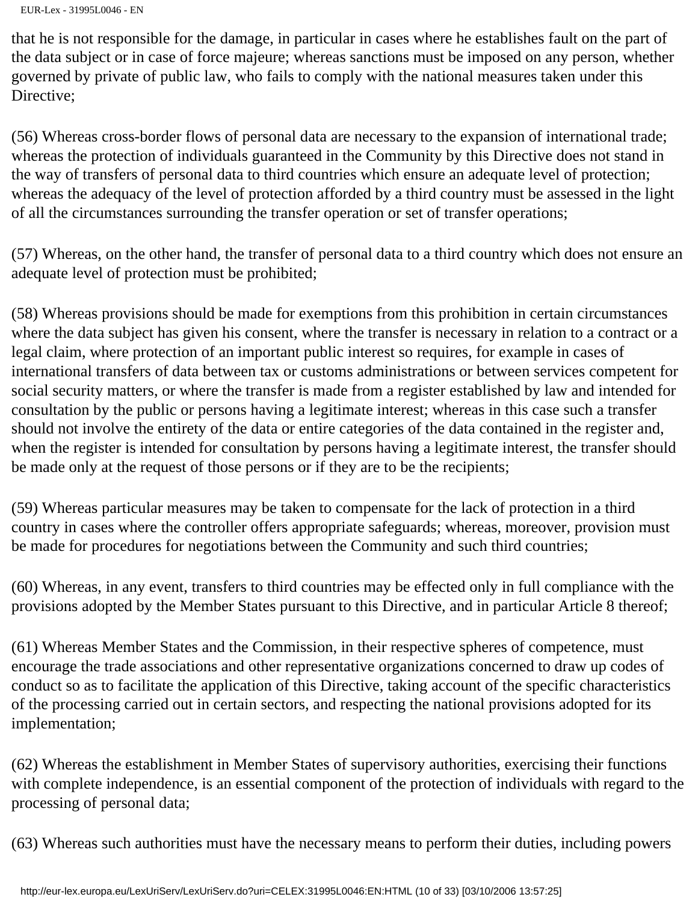that he is not responsible for the damage, in particular in cases where he establishes fault on the part of the data subject or in case of force majeure; whereas sanctions must be imposed on any person, whether governed by private of public law, who fails to comply with the national measures taken under this Directive;

(56) Whereas cross-border flows of personal data are necessary to the expansion of international trade; whereas the protection of individuals guaranteed in the Community by this Directive does not stand in the way of transfers of personal data to third countries which ensure an adequate level of protection; whereas the adequacy of the level of protection afforded by a third country must be assessed in the light of all the circumstances surrounding the transfer operation or set of transfer operations;

(57) Whereas, on the other hand, the transfer of personal data to a third country which does not ensure an adequate level of protection must be prohibited;

(58) Whereas provisions should be made for exemptions from this prohibition in certain circumstances where the data subject has given his consent, where the transfer is necessary in relation to a contract or a legal claim, where protection of an important public interest so requires, for example in cases of international transfers of data between tax or customs administrations or between services competent for social security matters, or where the transfer is made from a register established by law and intended for consultation by the public or persons having a legitimate interest; whereas in this case such a transfer should not involve the entirety of the data or entire categories of the data contained in the register and, when the register is intended for consultation by persons having a legitimate interest, the transfer should be made only at the request of those persons or if they are to be the recipients;

(59) Whereas particular measures may be taken to compensate for the lack of protection in a third country in cases where the controller offers appropriate safeguards; whereas, moreover, provision must be made for procedures for negotiations between the Community and such third countries;

(60) Whereas, in any event, transfers to third countries may be effected only in full compliance with the provisions adopted by the Member States pursuant to this Directive, and in particular Article 8 thereof;

(61) Whereas Member States and the Commission, in their respective spheres of competence, must encourage the trade associations and other representative organizations concerned to draw up codes of conduct so as to facilitate the application of this Directive, taking account of the specific characteristics of the processing carried out in certain sectors, and respecting the national provisions adopted for its implementation;

(62) Whereas the establishment in Member States of supervisory authorities, exercising their functions with complete independence, is an essential component of the protection of individuals with regard to the processing of personal data;

(63) Whereas such authorities must have the necessary means to perform their duties, including powers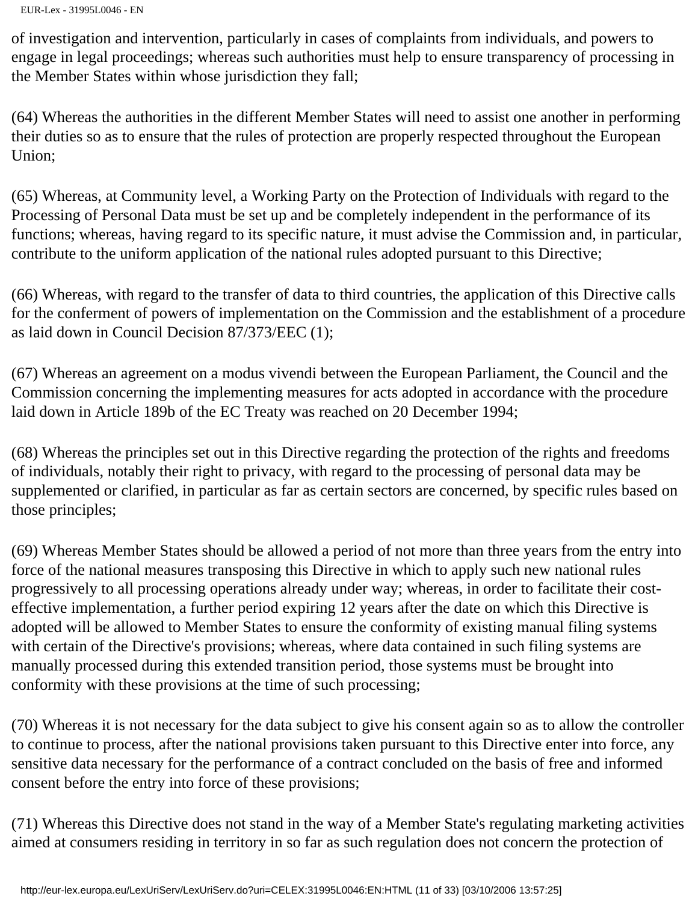of investigation and intervention, particularly in cases of complaints from individuals, and powers to engage in legal proceedings; whereas such authorities must help to ensure transparency of processing in the Member States within whose jurisdiction they fall;

(64) Whereas the authorities in the different Member States will need to assist one another in performing their duties so as to ensure that the rules of protection are properly respected throughout the European Union;

(65) Whereas, at Community level, a Working Party on the Protection of Individuals with regard to the Processing of Personal Data must be set up and be completely independent in the performance of its functions; whereas, having regard to its specific nature, it must advise the Commission and, in particular, contribute to the uniform application of the national rules adopted pursuant to this Directive;

(66) Whereas, with regard to the transfer of data to third countries, the application of this Directive calls for the conferment of powers of implementation on the Commission and the establishment of a procedure as laid down in Council Decision 87/373/EEC (1);

(67) Whereas an agreement on a modus vivendi between the European Parliament, the Council and the Commission concerning the implementing measures for acts adopted in accordance with the procedure laid down in Article 189b of the EC Treaty was reached on 20 December 1994;

(68) Whereas the principles set out in this Directive regarding the protection of the rights and freedoms of individuals, notably their right to privacy, with regard to the processing of personal data may be supplemented or clarified, in particular as far as certain sectors are concerned, by specific rules based on those principles;

(69) Whereas Member States should be allowed a period of not more than three years from the entry into force of the national measures transposing this Directive in which to apply such new national rules progressively to all processing operations already under way; whereas, in order to facilitate their cost-effective implementation, a further period expiring 12 years after the date on which this Directive is adopted will be allowed to Member States to ensure the conformity of existing manual filing systems with certain of the Directive's provisions; whereas, where data contained in such filing systems are manually processed during this extended transition period, those systems must be brought into conformity with these provisions at the time of such processing;

(70) Whereas it is not necessary for the data subject to give his consent again so as to allow the controller to continue to process, after the national provisions taken pursuant to this Directive enter into force, any sensitive data necessary for the performance of a contract concluded on the basis of free and informed consent before the entry into force of these provisions;

(71) Whereas this Directive does not stand in the way of a Member State's regulating marketing activities aimed at consumers residing in territory in so far as such regulation does not concern the protection of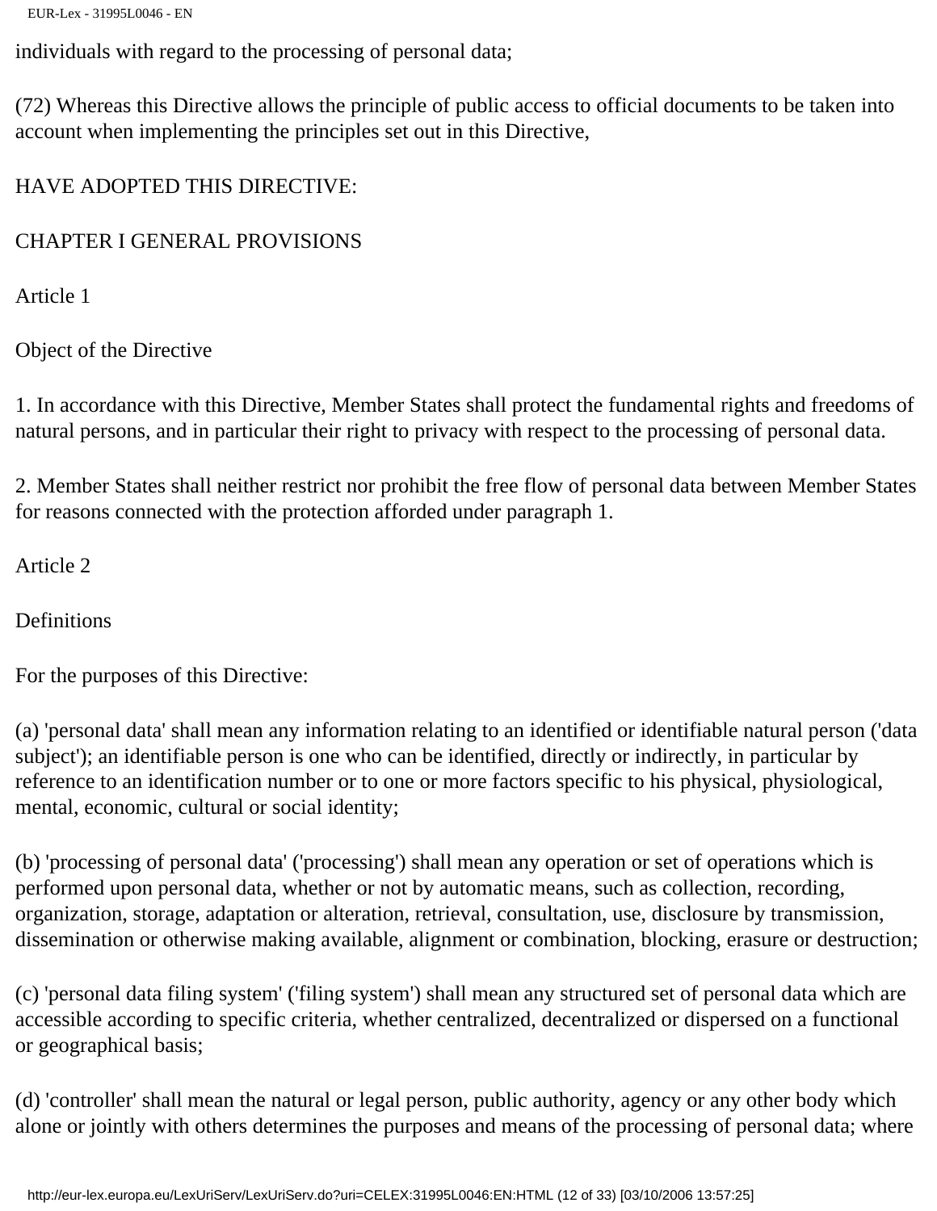individuals with regard to the processing of personal data;

(72) Whereas this Directive allows the principle of public access to official documents to be taken into account when implementing the principles set out in this Directive,

HAVE ADOPTED THIS DIRECTIVE:

## CHAPTER I GENERAL PROVISIONS

### Article 1

Object of the Directive

1. In accordance with this Directive, Member States shall protect the fundamental rights and freedoms of natural persons, and in particular their right to privacy with respect to the processing of personal data.

2. Member States shall neither restrict nor prohibit the free flow of personal data between Member States for reasons connected with the protection afforded under paragraph 1.

### Article 2

Definitions

For the purposes of this Directive:

(a) 'personal data' shall mean any information relating to an identified or identifiable natural person ('data subject'); an identifiable person is one who can be identified, directly or indirectly, in particular by reference to an identification number or to one or more factors specific to his physical, physiological, mental, economic, cultural or social identity;

(b) 'processing of personal data' ('processing') shall mean any operation or set of operations which is performed upon personal data, whether or not by automatic means, such as collection, recording, organization, storage, adaptation or alteration, retrieval, consultation, use, disclosure by transmission, dissemination or otherwise making available, alignment or combination, blocking, erasure or destruction;

(c) 'personal data filing system' ('filing system') shall mean any structured set of personal data which are accessible according to specific criteria, whether centralized, decentralized or dispersed on a functional or geographical basis;

(d) 'controller' shall mean the natural or legal person, public authority, agency or any other body which alone or jointly with others determines the purposes and means of the processing of personal data; where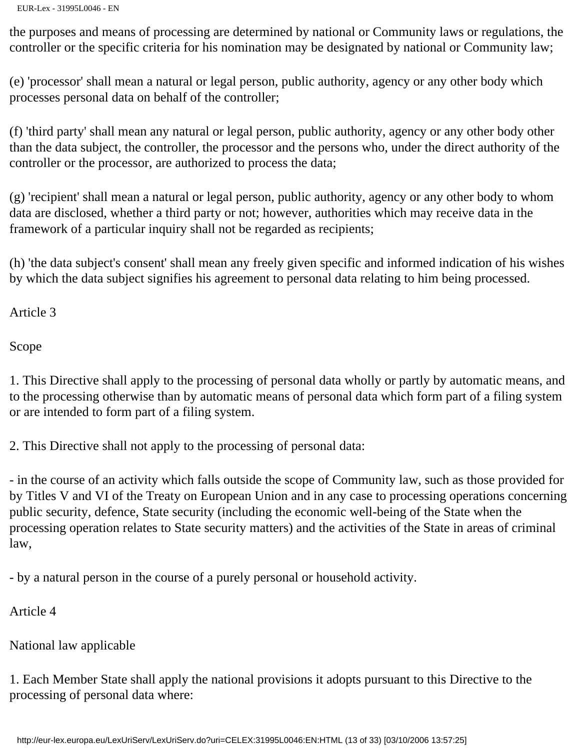the purposes and means of processing are determined by national or Community laws or regulations, the controller or the specific criteria for his nomination may be designated by national or Community law;

(e) 'processor' shall mean a natural or legal person, public authority, agency or any other body which processes personal data on behalf of the controller;

(f) 'third party' shall mean any natural or legal person, public authority, agency or any other body other than the data subject, the controller, the processor and the persons who, under the direct authority of the controller or the processor, are authorized to process the data;

(g) 'recipient' shall mean a natural or legal person, public authority, agency or any other body to whom data are disclosed, whether a third party or not; however, authorities which may receive data in the framework of a particular inquiry shall not be regarded as recipients;

(h) 'the data subject's consent' shall mean any freely given specific and informed indication of his wishes by which the data subject signifies his agreement to personal data relating to him being processed.

Article 3

Scope

1. This Directive shall apply to the processing of personal data wholly or partly by automatic means, and to the processing otherwise than by automatic means of personal data which form part of a filing system or are intended to form part of a filing system.

2. This Directive shall not apply to the processing of personal data:

- in the course of an activity which falls outside the scope of Community law, such as those provided for by Titles V and VI of the Treaty on European Union and in any case to processing operations concerning public security, defence, State security (including the economic well-being of the State when the processing operation relates to State security matters) and the activities of the State in areas of criminal law,

- by a natural person in the course of a purely personal or household activity.

Article 4

National law applicable

1. Each Member State shall apply the national provisions it adopts pursuant to this Directive to the processing of personal data where: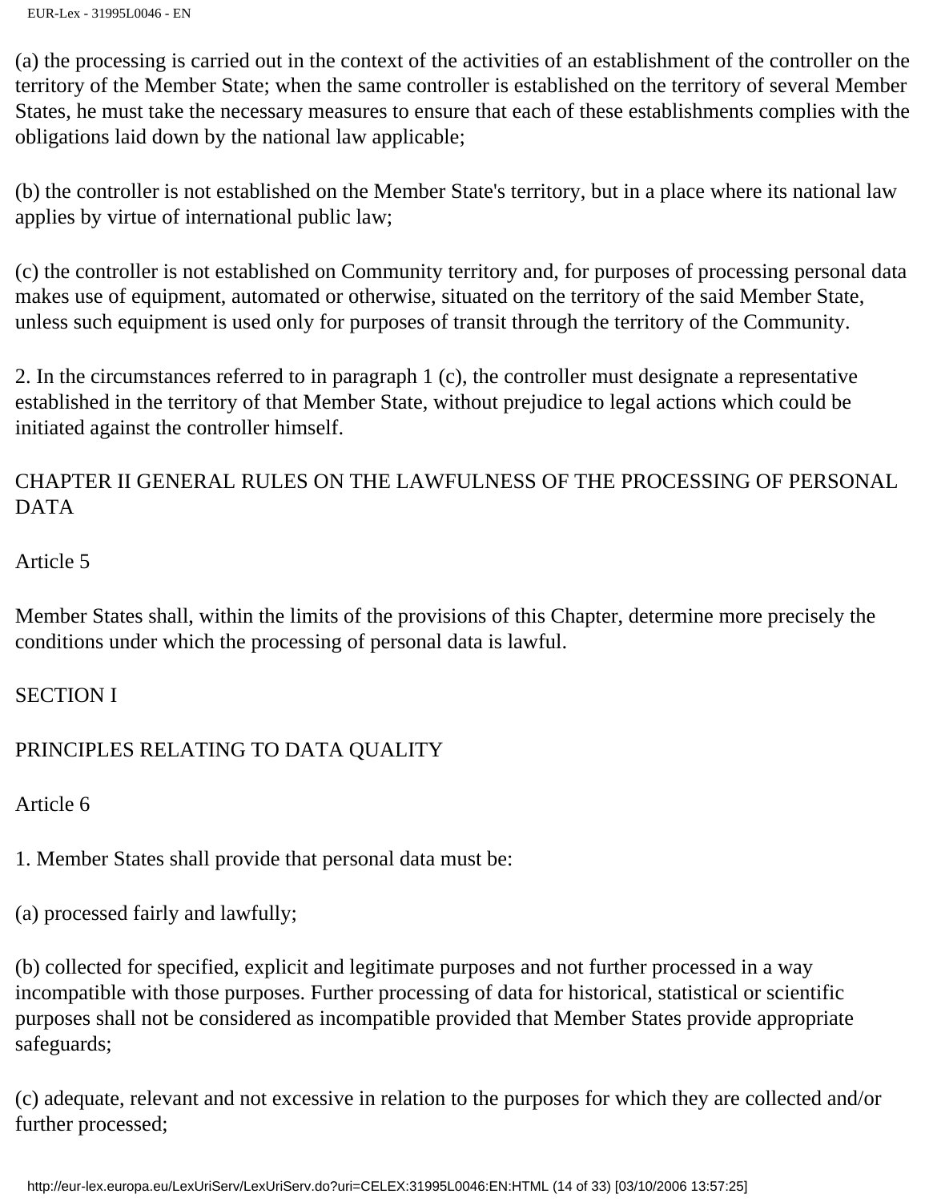(a) the processing is carried out in the context of the activities of an establishment of the controller on the territory of the Member State; when the same controller is established on the territory of several Member States, he must take the necessary measures to ensure that each of these establishments complies with the obligations laid down by the national law applicable;

(b) the controller is not established on the Member State's territory, but in a place where its national law applies by virtue of international public law;

(c) the controller is not established on Community territory and, for purposes of processing personal data makes use of equipment, automated or otherwise, situated on the territory of the said Member State, unless such equipment is used only for purposes of transit through the territory of the Community.

2. In the circumstances referred to in paragraph 1 (c), the controller must designate a representative established in the territory of that Member State, without prejudice to legal actions which could be initiated against the controller himself.

## CHAPTER II GENERAL RULES ON THE LAWFULNESS OF THE PROCESSING OF PERSONAL DATA

### Article 5

Member States shall, within the limits of the provisions of this Chapter, determine more precisely the conditions under which the processing of personal data is lawful.

## SECTION I

## PRINCIPLES RELATING TO DATA QUALITY

### Article 6

1. Member States shall provide that personal data must be:

(a) processed fairly and lawfully;

(b) collected for specified, explicit and legitimate purposes and not further processed in a way incompatible with those purposes. Further processing of data for historical, statistical or scientific purposes shall not be considered as incompatible provided that Member States provide appropriate safeguards;

(c) adequate, relevant and not excessive in relation to the purposes for which they are collected and/or further processed;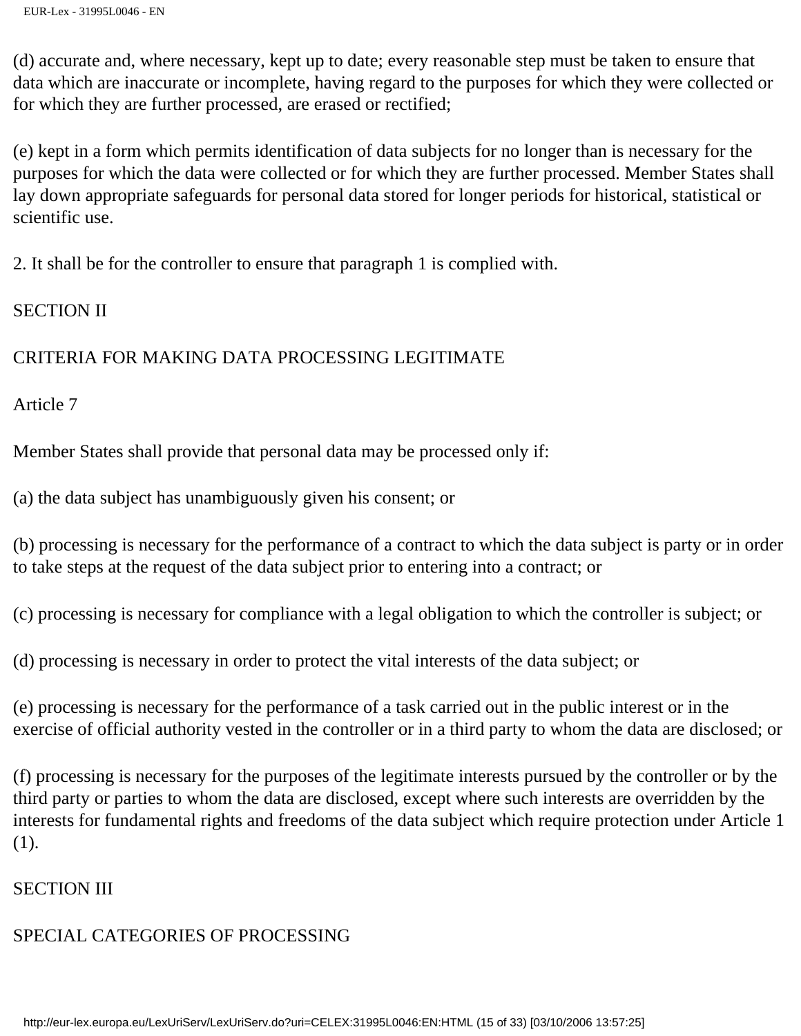(d) accurate and, where necessary, kept up to date; every reasonable step must be taken to ensure that data which are inaccurate or incomplete, having regard to the purposes for which they were collected or for which they are further processed, are erased or rectified;

(e) kept in a form which permits identification of data subjects for no longer than is necessary for the purposes for which the data were collected or for which they are further processed. Member States shall lay down appropriate safeguards for personal data stored for longer periods for historical, statistical or scientific use.

2. It shall be for the controller to ensure that paragraph 1 is complied with.

## SECTION II

## CRITERIA FOR MAKING DATA PROCESSING LEGITIMATE

### Article 7

Member States shall provide that personal data may be processed only if:

(a) the data subject has unambiguously given his consent; or

(b) processing is necessary for the performance of a contract to which the data subject is party or in order to take steps at the request of the data subject prior to entering into a contract; or

(c) processing is necessary for compliance with a legal obligation to which the controller is subject; or

(d) processing is necessary in order to protect the vital interests of the data subject; or

(e) processing is necessary for the performance of a task carried out in the public interest or in the exercise of official authority vested in the controller or in a third party to whom the data are disclosed; or

(f) processing is necessary for the purposes of the legitimate interests pursued by the controller or by the third party or parties to whom the data are disclosed, except where such interests are overridden by the interests for fundamental rights and freedoms of the data subject which require protection under Article 1 (1).

## SECTION III

## SPECIAL CATEGORIES OF PROCESSING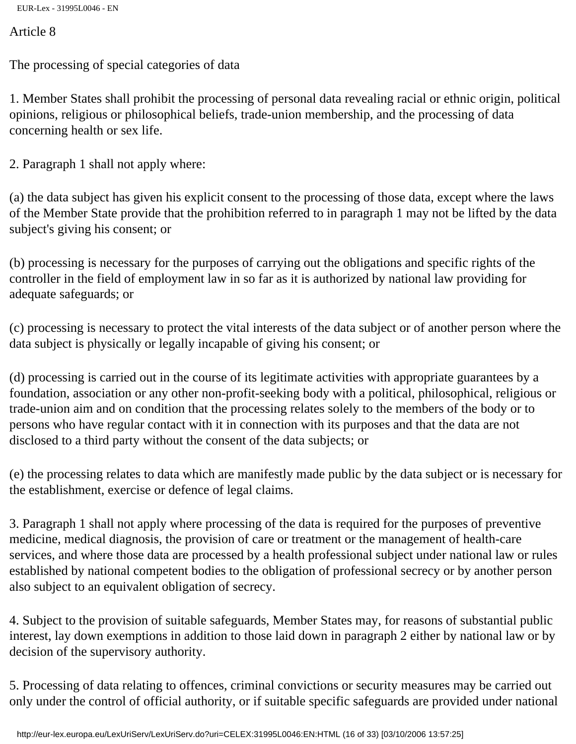Article 8

The processing of special categories of data

1. Member States shall prohibit the processing of personal data revealing racial or ethnic origin, political opinions, religious or philosophical beliefs, trade-union membership, and the processing of data concerning health or sex life.

2. Paragraph 1 shall not apply where:

(a) the data subject has given his explicit consent to the processing of those data, except where the laws of the Member State provide that the prohibition referred to in paragraph 1 may not be lifted by the data subject's giving his consent; or

(b) processing is necessary for the purposes of carrying out the obligations and specific rights of the controller in the field of employment law in so far as it is authorized by national law providing for adequate safeguards; or

(c) processing is necessary to protect the vital interests of the data subject or of another person where the data subject is physically or legally incapable of giving his consent; or

(d) processing is carried out in the course of its legitimate activities with appropriate guarantees by a foundation, association or any other non-profit-seeking body with a political, philosophical, religious or trade-union aim and on condition that the processing relates solely to the members of the body or to persons who have regular contact with it in connection with its purposes and that the data are not disclosed to a third party without the consent of the data subjects; or

(e) the processing relates to data which are manifestly made public by the data subject or is necessary for the establishment, exercise or defence of legal claims.

3. Paragraph 1 shall not apply where processing of the data is required for the purposes of preventive medicine, medical diagnosis, the provision of care or treatment or the management of health-care services, and where those data are processed by a health professional subject under national law or rules established by national competent bodies to the obligation of professional secrecy or by another person also subject to an equivalent obligation of secrecy.

4. Subject to the provision of suitable safeguards, Member States may, for reasons of substantial public interest, lay down exemptions in addition to those laid down in paragraph 2 either by national law or by decision of the supervisory authority.

5. Processing of data relating to offences, criminal convictions or security measures may be carried out only under the control of official authority, or if suitable specific safeguards are provided under national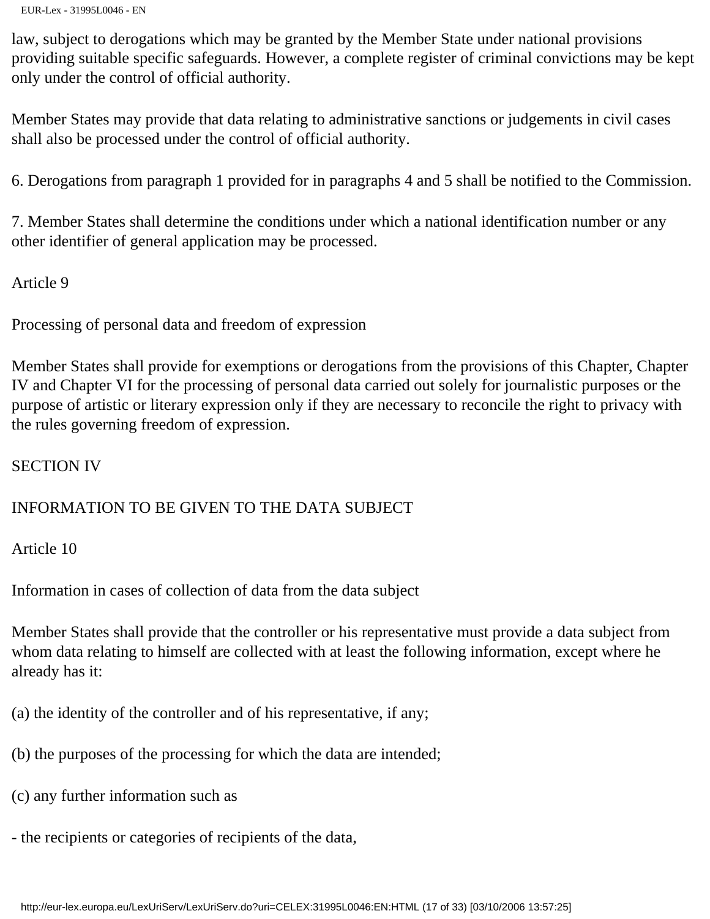law, subject to derogations which may be granted by the Member State under national provisions providing suitable specific safeguards. However, a complete register of criminal convictions may be kept only under the control of official authority.

Member States may provide that data relating to administrative sanctions or judgements in civil cases shall also be processed under the control of official authority.

6. Derogations from paragraph 1 provided for in paragraphs 4 and 5 shall be notified to the Commission.

7. Member States shall determine the conditions under which a national identification number or any other identifier of general application may be processed.

Article 9

Processing of personal data and freedom of expression

Member States shall provide for exemptions or derogations from the provisions of this Chapter, Chapter IV and Chapter VI for the processing of personal data carried out solely for journalistic purposes or the purpose of artistic or literary expression only if they are necessary to reconcile the right to privacy with the rules governing freedom of expression.

SECTION IV

INFORMATION TO BE GIVEN TO THE DATA SUBJECT

Article 10

Information in cases of collection of data from the data subject

Member States shall provide that the controller or his representative must provide a data subject from whom data relating to himself are collected with at least the following information, except where he already has it:

(a) the identity of the controller and of his representative, if any;

(b) the purposes of the processing for which the data are intended;

(c) any further information such as

- the recipients or categories of recipients of the data,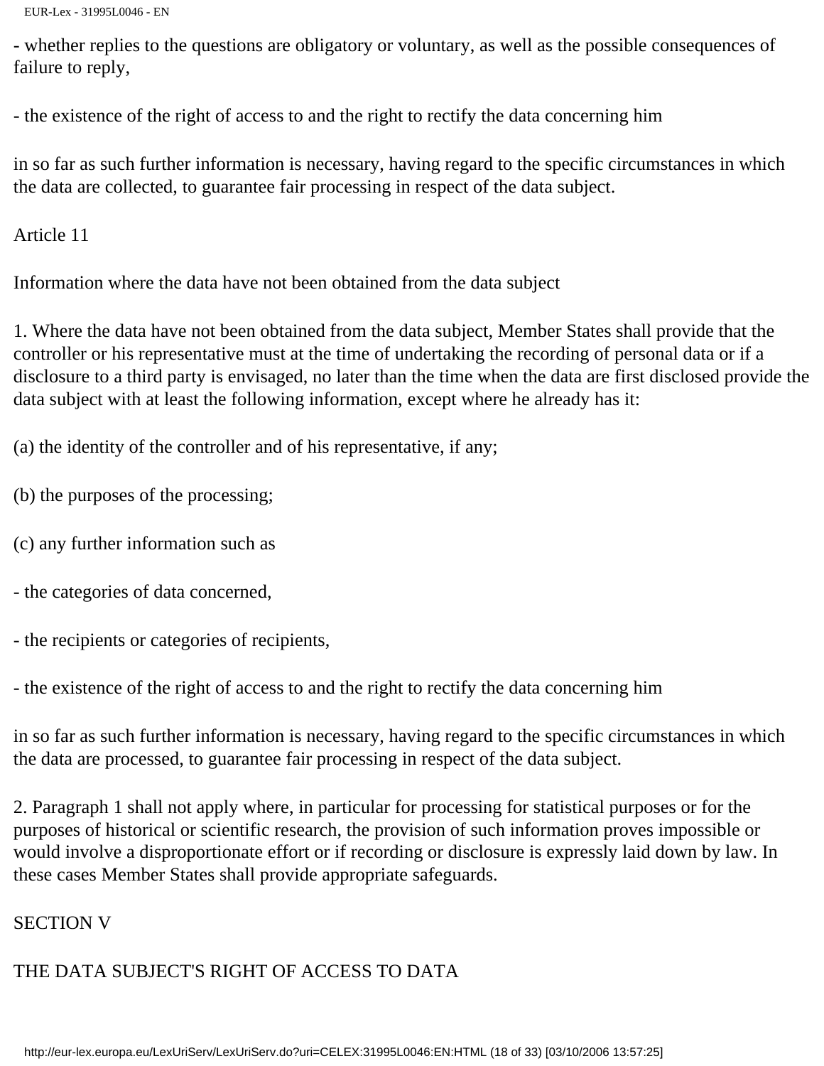- whether replies to the questions are obligatory or voluntary, as well as the possible consequences of failure to reply,

- the existence of the right of access to and the right to rectify the data concerning him

in so far as such further information is necessary, having regard to the specific circumstances in which the data are collected, to guarantee fair processing in respect of the data subject.

Article 11

Information where the data have not been obtained from the data subject

1. Where the data have not been obtained from the data subject, Member States shall provide that the controller or his representative must at the time of undertaking the recording of personal data or if a disclosure to a third party is envisaged, no later than the time when the data are first disclosed provide the data subject with at least the following information, except where he already has it:

(a) the identity of the controller and of his representative, if any;

(b) the purposes of the processing;

(c) any further information such as

- the categories of data concerned,

- the recipients or categories of recipients,

- the existence of the right of access to and the right to rectify the data concerning him

in so far as such further information is necessary, having regard to the specific circumstances in which the data are processed, to guarantee fair processing in respect of the data subject.

2. Paragraph 1 shall not apply where, in particular for processing for statistical purposes or for the purposes of historical or scientific research, the provision of such information proves impossible or would involve a disproportionate effort or if recording or disclosure is expressly laid down by law. In these cases Member States shall provide appropriate safeguards.

SECTION V

THE DATA SUBJECT'S RIGHT OF ACCESS TO DATA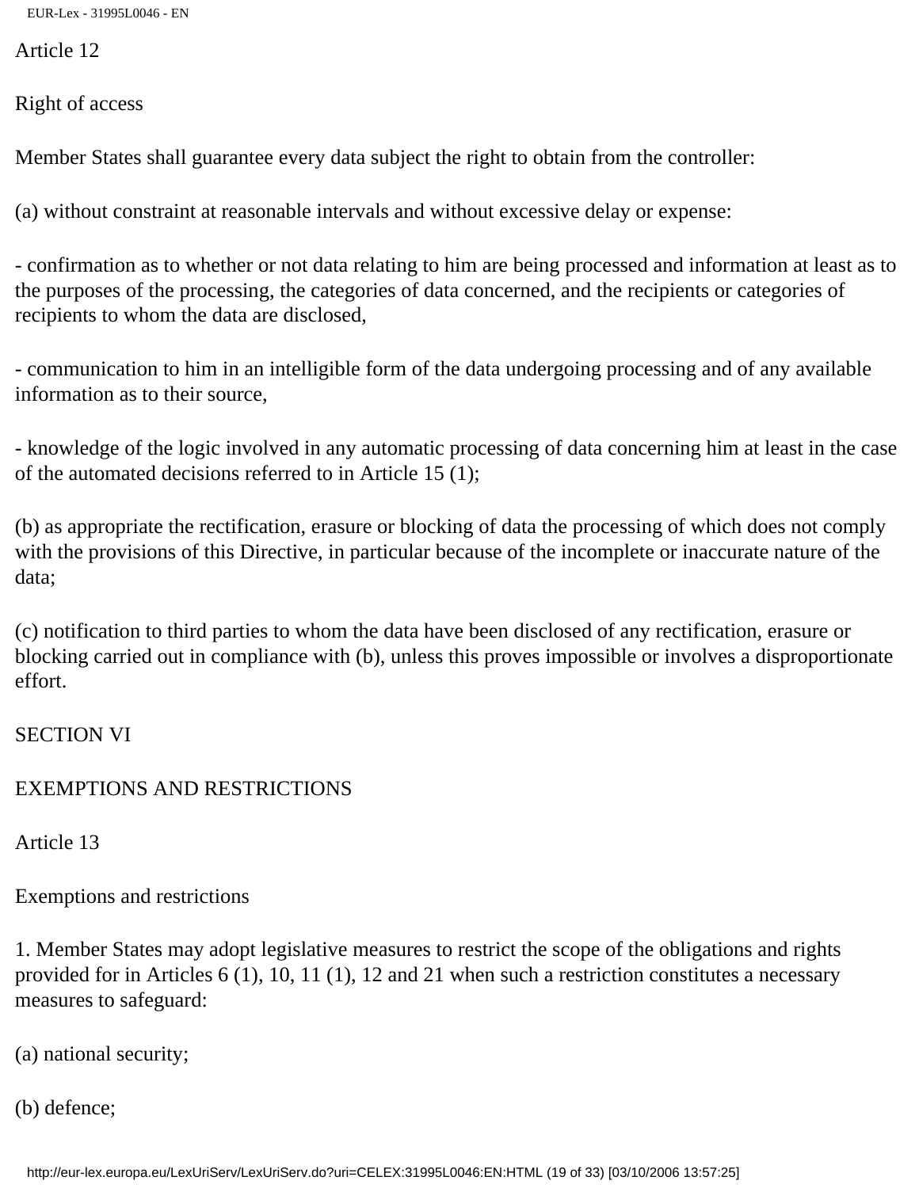Article 12

Right of access

Member States shall guarantee every data subject the right to obtain from the controller:

(a) without constraint at reasonable intervals and without excessive delay or expense:

- confirmation as to whether or not data relating to him are being processed and information at least as to the purposes of the processing, the categories of data concerned, and the recipients or categories of recipients to whom the data are disclosed,

- communication to him in an intelligible form of the data undergoing processing and of any available information as to their source,

- knowledge of the logic involved in any automatic processing of data concerning him at least in the case of the automated decisions referred to in Article 15 (1);

(b) as appropriate the rectification, erasure or blocking of data the processing of which does not comply with the provisions of this Directive, in particular because of the incomplete or inaccurate nature of the data;

(c) notification to third parties to whom the data have been disclosed of any rectification, erasure or blocking carried out in compliance with (b), unless this proves impossible or involves a disproportionate effort.

SECTION VI

EXEMPTIONS AND RESTRICTIONS

Article 13

Exemptions and restrictions

1. Member States may adopt legislative measures to restrict the scope of the obligations and rights provided for in Articles 6 (1), 10, 11 (1), 12 and 21 when such a restriction constitutes a necessary measures to safeguard:

(a) national security;

(b) defence;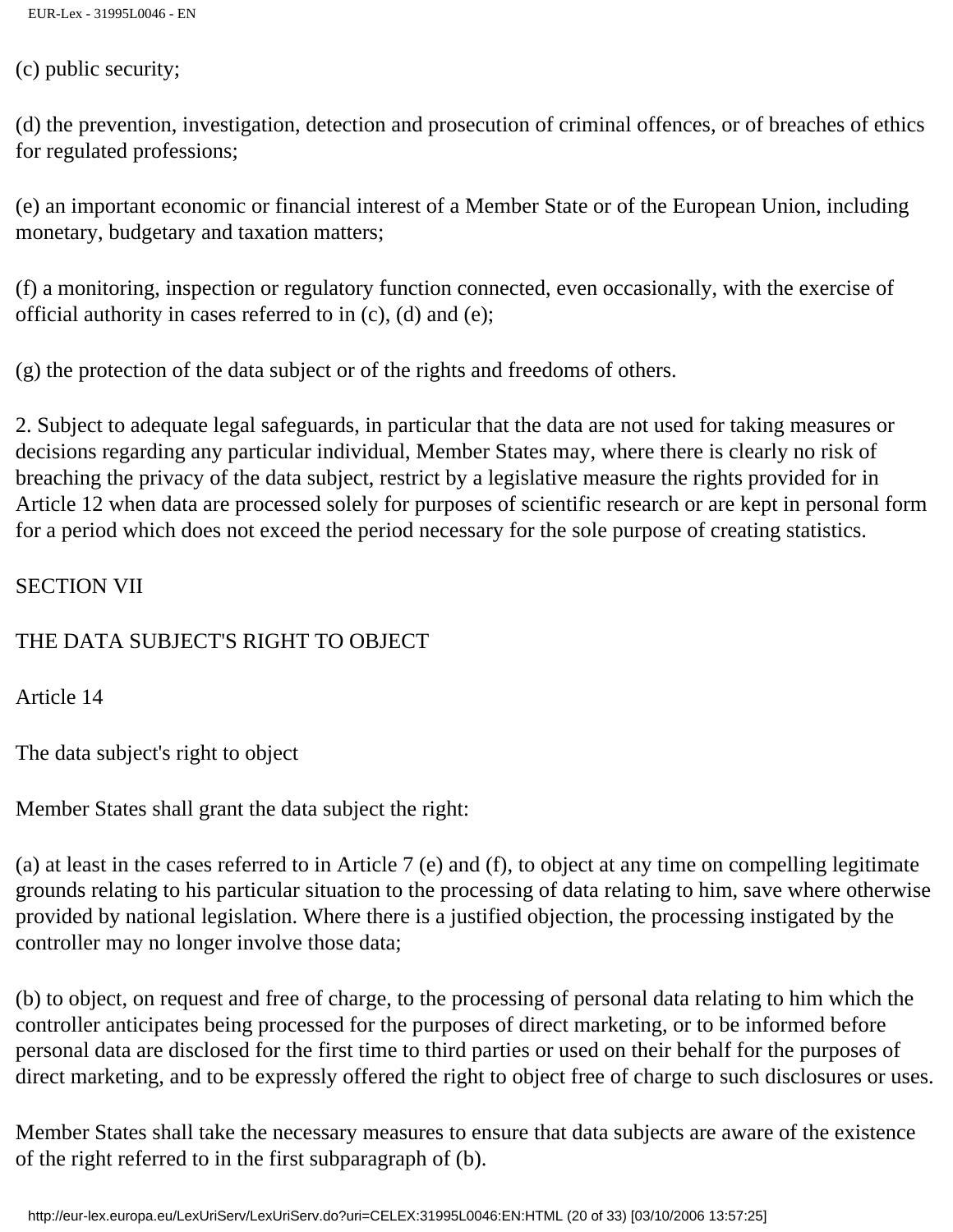(c) public security;

(d) the prevention, investigation, detection and prosecution of criminal offences, or of breaches of ethics for regulated professions;

(e) an important economic or financial interest of a Member State or of the European Union, including monetary, budgetary and taxation matters;

(f) a monitoring, inspection or regulatory function connected, even occasionally, with the exercise of official authority in cases referred to in (c), (d) and (e);

(g) the protection of the data subject or of the rights and freedoms of others.

2. Subject to adequate legal safeguards, in particular that the data are not used for taking measures or decisions regarding any particular individual, Member States may, where there is clearly no risk of breaching the privacy of the data subject, restrict by a legislative measure the rights provided for in Article 12 when data are processed solely for purposes of scientific research or are kept in personal form for a period which does not exceed the period necessary for the sole purpose of creating statistics.

## SECTION VII

## THE DATA SUBJECT'S RIGHT TO OBJECT

### Article 14

The data subject's right to object

Member States shall grant the data subject the right:

(a) at least in the cases referred to in Article 7 (e) and (f), to object at any time on compelling legitimate grounds relating to his particular situation to the processing of data relating to him, save where otherwise provided by national legislation. Where there is a justified objection, the processing instigated by the controller may no longer involve those data;

(b) to object, on request and free of charge, to the processing of personal data relating to him which the controller anticipates being processed for the purposes of direct marketing, or to be informed before personal data are disclosed for the first time to third parties or used on their behalf for the purposes of direct marketing, and to be expressly offered the right to object free of charge to such disclosures or uses.

Member States shall take the necessary measures to ensure that data subjects are aware of the existence of the right referred to in the first subparagraph of (b).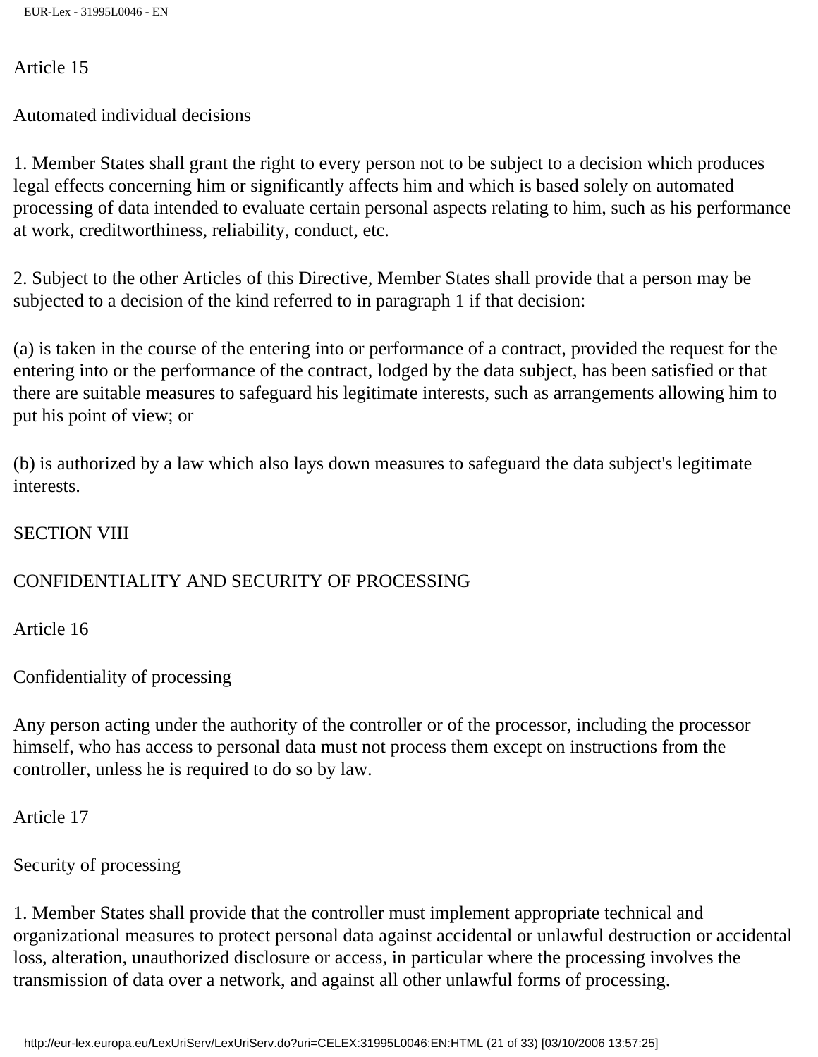Article 15

Automated individual decisions

1. Member States shall grant the right to every person not to be subject to a decision which produces legal effects concerning him or significantly affects him and which is based solely on automated processing of data intended to evaluate certain personal aspects relating to him, such as his performance at work, creditworthiness, reliability, conduct, etc.

2. Subject to the other Articles of this Directive, Member States shall provide that a person may be subjected to a decision of the kind referred to in paragraph 1 if that decision:

(a) is taken in the course of the entering into or performance of a contract, provided the request for the entering into or the performance of the contract, lodged by the data subject, has been satisfied or that there are suitable measures to safeguard his legitimate interests, such as arrangements allowing him to put his point of view; or

(b) is authorized by a law which also lays down measures to safeguard the data subject's legitimate interests.

SECTION VIII

CONFIDENTIALITY AND SECURITY OF PROCESSING

Article 16

Confidentiality of processing

Any person acting under the authority of the controller or of the processor, including the processor himself, who has access to personal data must not process them except on instructions from the controller, unless he is required to do so by law.

Article 17

Security of processing

1. Member States shall provide that the controller must implement appropriate technical and organizational measures to protect personal data against accidental or unlawful destruction or accidental loss, alteration, unauthorized disclosure or access, in particular where the processing involves the transmission of data over a network, and against all other unlawful forms of processing.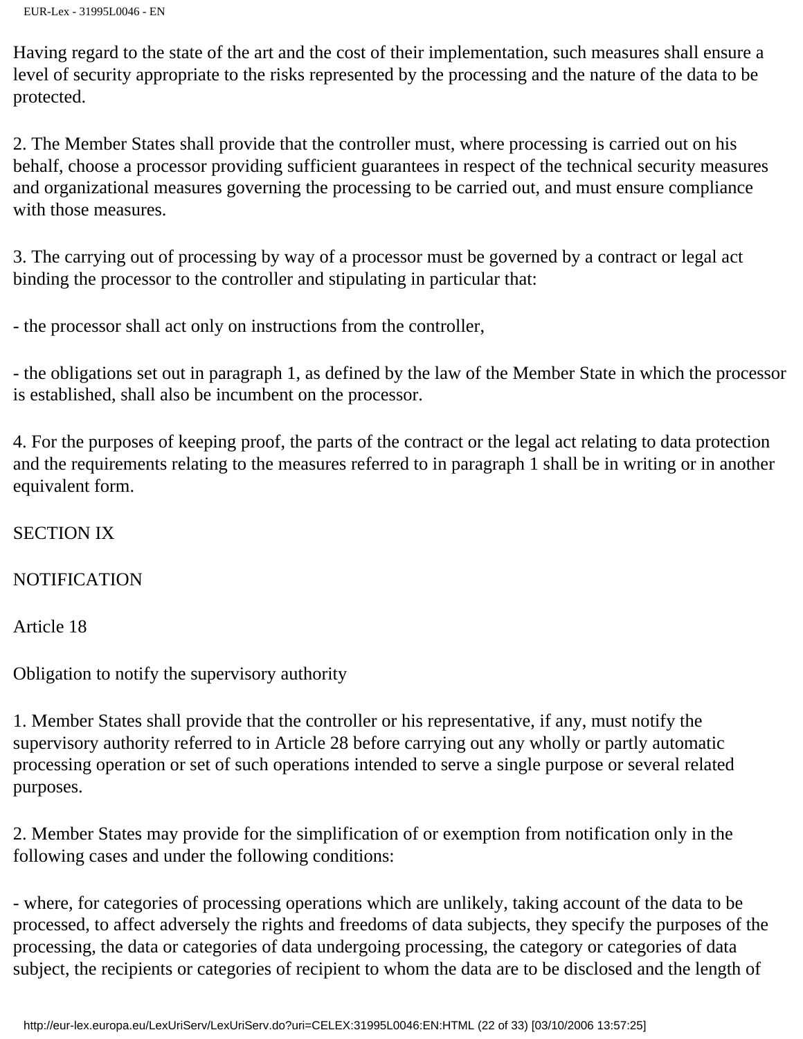Having regard to the state of the art and the cost of their implementation, such measures shall ensure a level of security appropriate to the risks represented by the processing and the nature of the data to be protected.

2. The Member States shall provide that the controller must, where processing is carried out on his behalf, choose a processor providing sufficient guarantees in respect of the technical security measures and organizational measures governing the processing to be carried out, and must ensure compliance with those measures.

3. The carrying out of processing by way of a processor must be governed by a contract or legal act binding the processor to the controller and stipulating in particular that:

- the processor shall act only on instructions from the controller,

- the obligations set out in paragraph 1, as defined by the law of the Member State in which the processor is established, shall also be incumbent on the processor.

4. For the purposes of keeping proof, the parts of the contract or the legal act relating to data protection and the requirements relating to the measures referred to in paragraph 1 shall be in writing or in another equivalent form.

SECTION IX

NOTIFICATION

Article 18

Obligation to notify the supervisory authority

1. Member States shall provide that the controller or his representative, if any, must notify the supervisory authority referred to in Article 28 before carrying out any wholly or partly automatic processing operation or set of such operations intended to serve a single purpose or several related purposes.

2. Member States may provide for the simplification of or exemption from notification only in the following cases and under the following conditions:

- where, for categories of processing operations which are unlikely, taking account of the data to be processed, to affect adversely the rights and freedoms of data subjects, they specify the purposes of the processing, the data or categories of data undergoing processing, the category or categories of data subject, the recipients or categories of recipient to whom the data are to be disclosed and the length of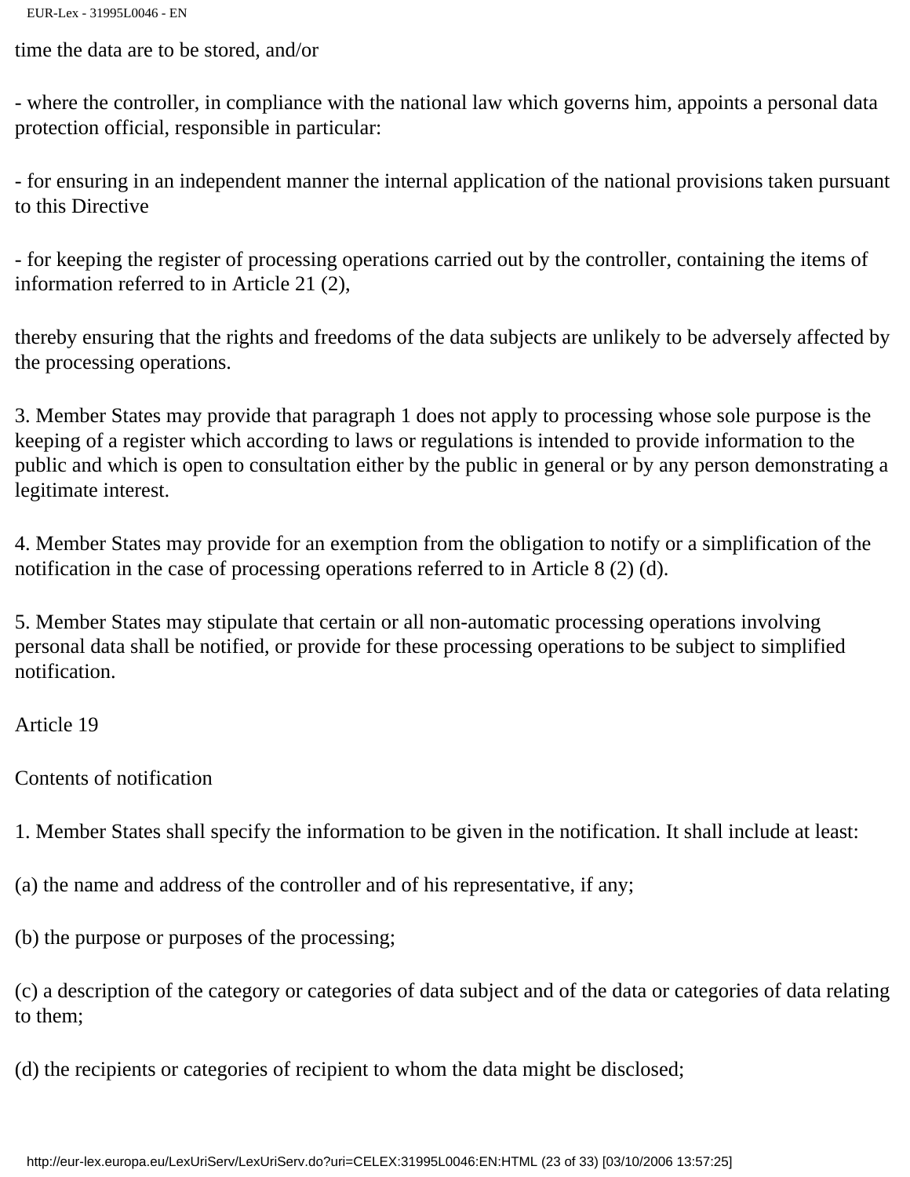time the data are to be stored, and/or

- where the controller, in compliance with the national law which governs him, appoints a personal data protection official, responsible in particular:

- for ensuring in an independent manner the internal application of the national provisions taken pursuant to this Directive

- for keeping the register of processing operations carried out by the controller, containing the items of information referred to in Article 21 (2),

thereby ensuring that the rights and freedoms of the data subjects are unlikely to be adversely affected by the processing operations.

3. Member States may provide that paragraph 1 does not apply to processing whose sole purpose is the keeping of a register which according to laws or regulations is intended to provide information to the public and which is open to consultation either by the public in general or by any person demonstrating a legitimate interest.

4. Member States may provide for an exemption from the obligation to notify or a simplification of the notification in the case of processing operations referred to in Article 8 (2) (d).

5. Member States may stipulate that certain or all non-automatic processing operations involving personal data shall be notified, or provide for these processing operations to be subject to simplified notification.

Article 19

Contents of notification

1. Member States shall specify the information to be given in the notification. It shall include at least:

(a) the name and address of the controller and of his representative, if any;

(b) the purpose or purposes of the processing;

(c) a description of the category or categories of data subject and of the data or categories of data relating to them;

(d) the recipients or categories of recipient to whom the data might be disclosed;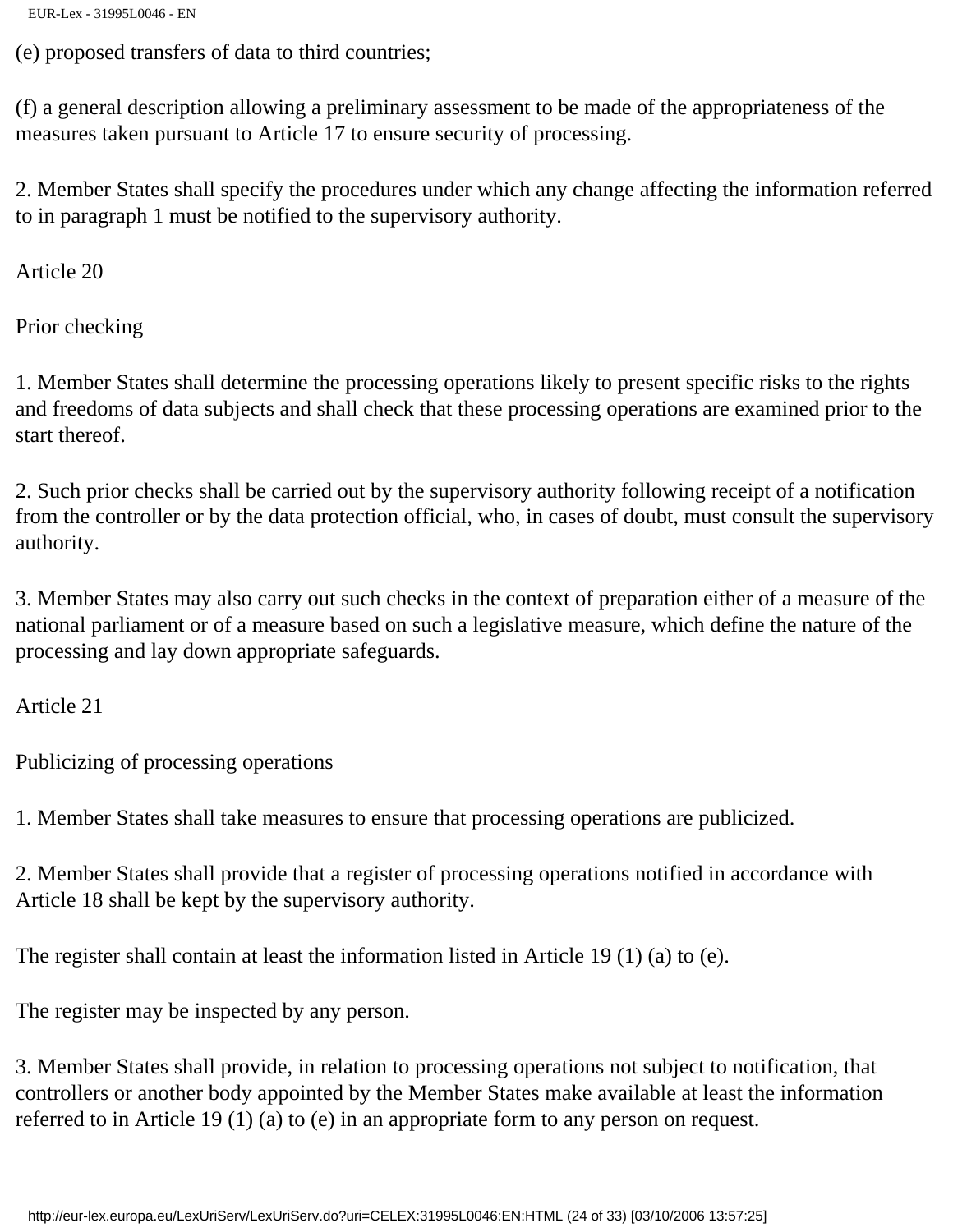(e) proposed transfers of data to third countries;

(f) a general description allowing a preliminary assessment to be made of the appropriateness of the measures taken pursuant to Article 17 to ensure security of processing.

2. Member States shall specify the procedures under which any change affecting the information referred to in paragraph 1 must be notified to the supervisory authority.

## Article 20

### Prior checking

1. Member States shall determine the processing operations likely to present specific risks to the rights and freedoms of data subjects and shall check that these processing operations are examined prior to the start thereof.

2. Such prior checks shall be carried out by the supervisory authority following receipt of a notification from the controller or by the data protection official, who, in cases of doubt, must consult the supervisory authority.

3. Member States may also carry out such checks in the context of preparation either of a measure of the national parliament or of a measure based on such a legislative measure, which define the nature of the processing and lay down appropriate safeguards.

## Article 21

### Publicizing of processing operations

1. Member States shall take measures to ensure that processing operations are publicized.

2. Member States shall provide that a register of processing operations notified in accordance with Article 18 shall be kept by the supervisory authority.

The register shall contain at least the information listed in Article 19 (1) (a) to (e).

The register may be inspected by any person.

3. Member States shall provide, in relation to processing operations not subject to notification, that controllers or another body appointed by the Member States make available at least the information referred to in Article 19 (1) (a) to (e) in an appropriate form to any person on request.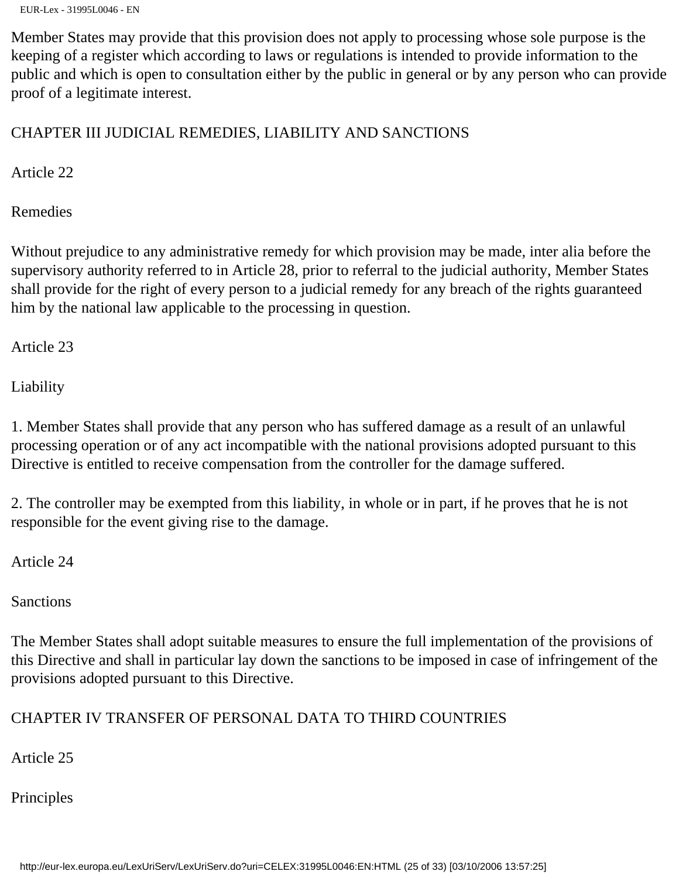Member States may provide that this provision does not apply to processing whose sole purpose is the keeping of a register which according to laws or regulations is intended to provide information to the public and which is open to consultation either by the public in general or by any person who can provide proof of a legitimate interest.

## CHAPTER III JUDICIAL REMEDIES, LIABILITY AND SANCTIONS

### Article 22

Remedies

Without prejudice to any administrative remedy for which provision may be made, inter alia before the supervisory authority referred to in Article 28, prior to referral to the judicial authority, Member States shall provide for the right of every person to a judicial remedy for any breach of the rights guaranteed him by the national law applicable to the processing in question.

### Article 23

Liability

1. Member States shall provide that any person who has suffered damage as a result of an unlawful processing operation or of any act incompatible with the national provisions adopted pursuant to this Directive is entitled to receive compensation from the controller for the damage suffered.

2. The controller may be exempted from this liability, in whole or in part, if he proves that he is not responsible for the event giving rise to the damage.

### Article 24

Sanctions

The Member States shall adopt suitable measures to ensure the full implementation of the provisions of this Directive and shall in particular lay down the sanctions to be imposed in case of infringement of the provisions adopted pursuant to this Directive.

## CHAPTER IV TRANSFER OF PERSONAL DATA TO THIRD COUNTRIES

### Article 25

Principles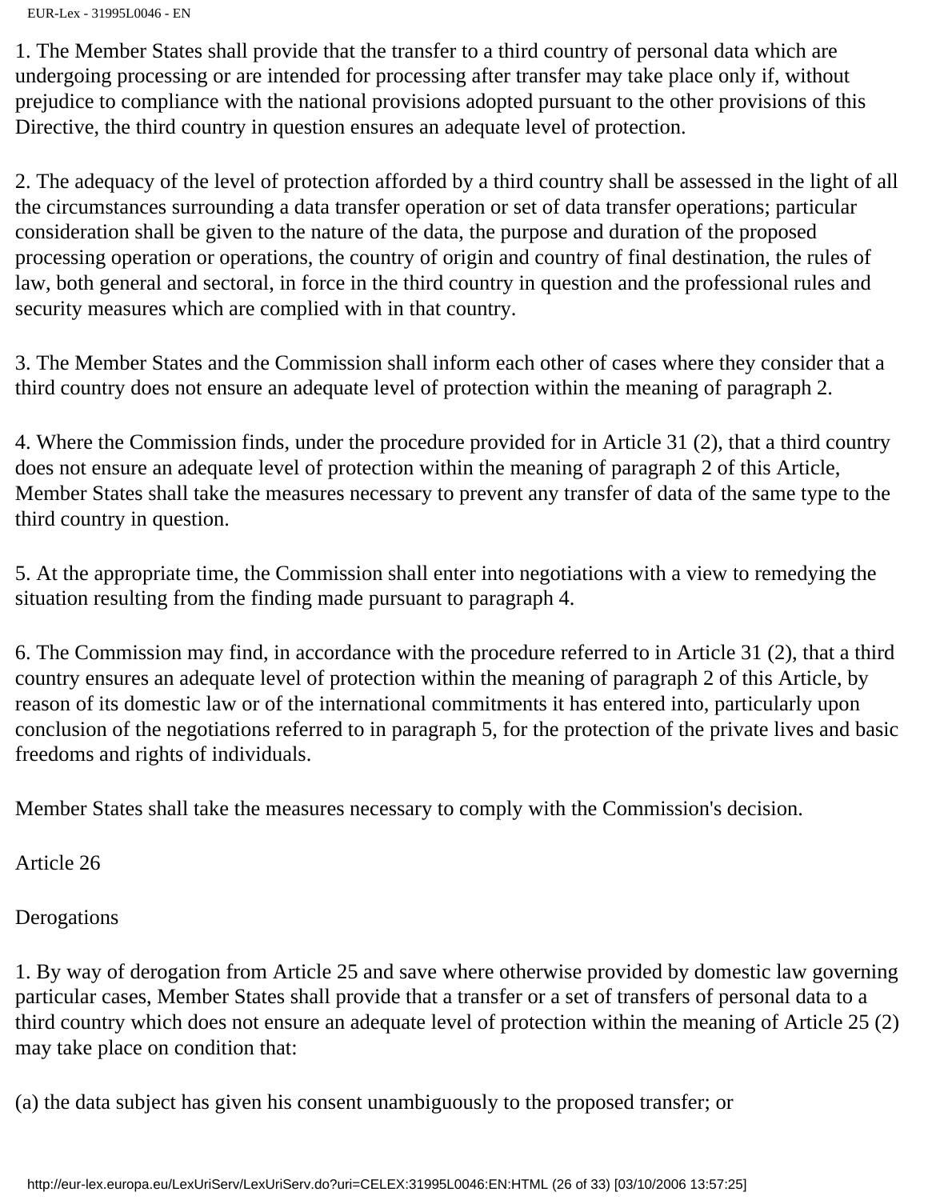1. The Member States shall provide that the transfer to a third country of personal data which are undergoing processing or are intended for processing after transfer may take place only if, without prejudice to compliance with the national provisions adopted pursuant to the other provisions of this Directive, the third country in question ensures an adequate level of protection.

2. The adequacy of the level of protection afforded by a third country shall be assessed in the light of all the circumstances surrounding a data transfer operation or set of data transfer operations; particular consideration shall be given to the nature of the data, the purpose and duration of the proposed processing operation or operations, the country of origin and country of final destination, the rules of law, both general and sectoral, in force in the third country in question and the professional rules and security measures which are complied with in that country.

3. The Member States and the Commission shall inform each other of cases where they consider that a third country does not ensure an adequate level of protection within the meaning of paragraph 2.

4. Where the Commission finds, under the procedure provided for in Article 31 (2), that a third country does not ensure an adequate level of protection within the meaning of paragraph 2 of this Article, Member States shall take the measures necessary to prevent any transfer of data of the same type to the third country in question.

5. At the appropriate time, the Commission shall enter into negotiations with a view to remedying the situation resulting from the finding made pursuant to paragraph 4.

6. The Commission may find, in accordance with the procedure referred to in Article 31 (2), that a third country ensures an adequate level of protection within the meaning of paragraph 2 of this Article, by reason of its domestic law or of the international commitments it has entered into, particularly upon conclusion of the negotiations referred to in paragraph 5, for the protection of the private lives and basic freedoms and rights of individuals.

Member States shall take the measures necessary to comply with the Commission's decision.

Article 26

Derogations

1. By way of derogation from Article 25 and save where otherwise provided by domestic law governing particular cases, Member States shall provide that a transfer or a set of transfers of personal data to a third country which does not ensure an adequate level of protection within the meaning of Article 25 (2) may take place on condition that:

(a) the data subject has given his consent unambiguously to the proposed transfer; or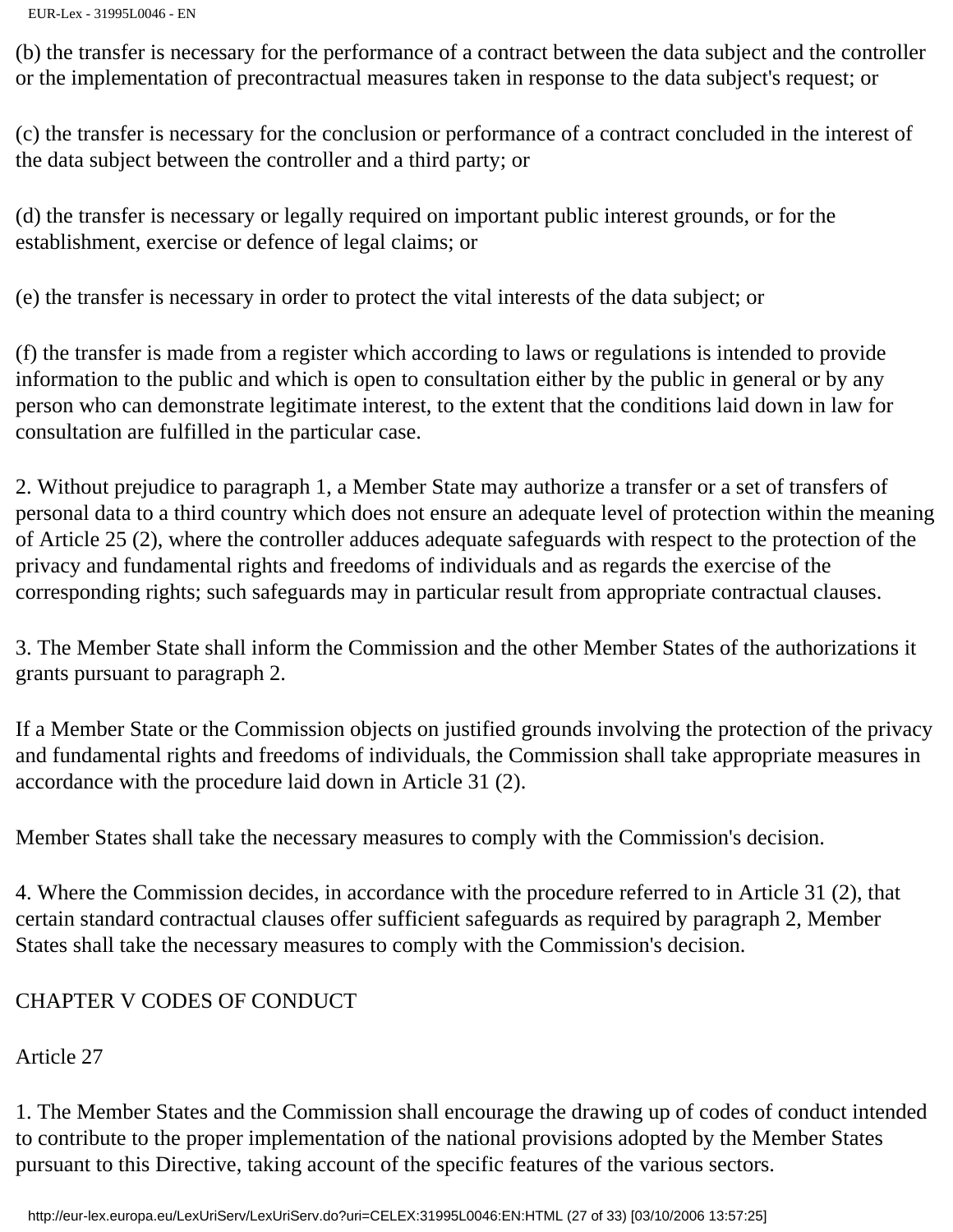(b) the transfer is necessary for the performance of a contract between the data subject and the controller or the implementation of precontractual measures taken in response to the data subject's request; or

(c) the transfer is necessary for the conclusion or performance of a contract concluded in the interest of the data subject between the controller and a third party; or

(d) the transfer is necessary or legally required on important public interest grounds, or for the establishment, exercise or defence of legal claims; or

(e) the transfer is necessary in order to protect the vital interests of the data subject; or

(f) the transfer is made from a register which according to laws or regulations is intended to provide information to the public and which is open to consultation either by the public in general or by any person who can demonstrate legitimate interest, to the extent that the conditions laid down in law for consultation are fulfilled in the particular case.

2. Without prejudice to paragraph 1, a Member State may authorize a transfer or a set of transfers of personal data to a third country which does not ensure an adequate level of protection within the meaning of Article 25 (2), where the controller adduces adequate safeguards with respect to the protection of the privacy and fundamental rights and freedoms of individuals and as regards the exercise of the corresponding rights; such safeguards may in particular result from appropriate contractual clauses.

3. The Member State shall inform the Commission and the other Member States of the authorizations it grants pursuant to paragraph 2.

If a Member State or the Commission objects on justified grounds involving the protection of the privacy and fundamental rights and freedoms of individuals, the Commission shall take appropriate measures in accordance with the procedure laid down in Article 31 (2).

Member States shall take the necessary measures to comply with the Commission's decision.

4. Where the Commission decides, in accordance with the procedure referred to in Article 31 (2), that certain standard contractual clauses offer sufficient safeguards as required by paragraph 2, Member States shall take the necessary measures to comply with the Commission's decision.

## CHAPTER V CODES OF CONDUCT

### Article 27

1. The Member States and the Commission shall encourage the drawing up of codes of conduct intended to contribute to the proper implementation of the national provisions adopted by the Member States pursuant to this Directive, taking account of the specific features of the various sectors.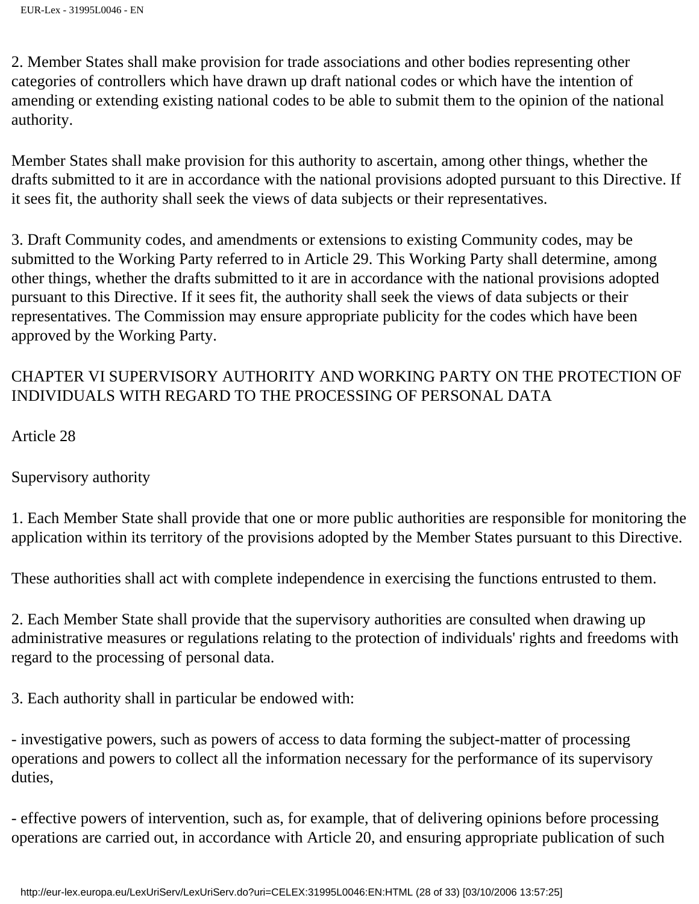2. Member States shall make provision for trade associations and other bodies representing other categories of controllers which have drawn up draft national codes or which have the intention of amending or extending existing national codes to be able to submit them to the opinion of the national authority.

Member States shall make provision for this authority to ascertain, among other things, whether the drafts submitted to it are in accordance with the national provisions adopted pursuant to this Directive. If it sees fit, the authority shall seek the views of data subjects or their representatives.

3. Draft Community codes, and amendments or extensions to existing Community codes, may be submitted to the Working Party referred to in Article 29. This Working Party shall determine, among other things, whether the drafts submitted to it are in accordance with the national provisions adopted pursuant to this Directive. If it sees fit, the authority shall seek the views of data subjects or their representatives. The Commission may ensure appropriate publicity for the codes which have been approved by the Working Party.

## CHAPTER VI SUPERVISORY AUTHORITY AND WORKING PARTY ON THE PROTECTION OF INDIVIDUALS WITH REGARD TO THE PROCESSING OF PERSONAL DATA

### Article 28

Supervisory authority

1. Each Member State shall provide that one or more public authorities are responsible for monitoring the application within its territory of the provisions adopted by the Member States pursuant to this Directive.

These authorities shall act with complete independence in exercising the functions entrusted to them.

2. Each Member State shall provide that the supervisory authorities are consulted when drawing up administrative measures or regulations relating to the protection of individuals' rights and freedoms with regard to the processing of personal data.

3. Each authority shall in particular be endowed with:

- investigative powers, such as powers of access to data forming the subject-matter of processing operations and powers to collect all the information necessary for the performance of its supervisory duties,

- effective powers of intervention, such as, for example, that of delivering opinions before processing operations are carried out, in accordance with Article 20, and ensuring appropriate publication of such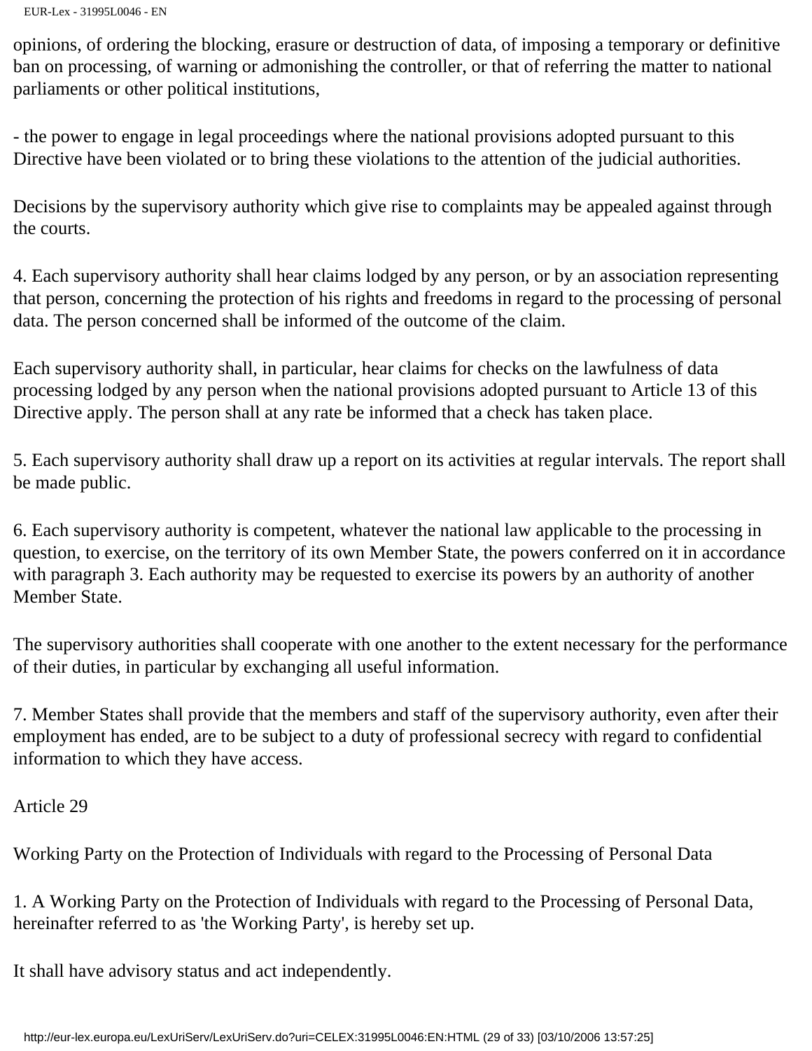opinions, of ordering the blocking, erasure or destruction of data, of imposing a temporary or definitive ban on processing, of warning or admonishing the controller, or that of referring the matter to national parliaments or other political institutions,

- the power to engage in legal proceedings where the national provisions adopted pursuant to this Directive have been violated or to bring these violations to the attention of the judicial authorities.

Decisions by the supervisory authority which give rise to complaints may be appealed against through the courts.

4. Each supervisory authority shall hear claims lodged by any person, or by an association representing that person, concerning the protection of his rights and freedoms in regard to the processing of personal data. The person concerned shall be informed of the outcome of the claim.

Each supervisory authority shall, in particular, hear claims for checks on the lawfulness of data processing lodged by any person when the national provisions adopted pursuant to Article 13 of this Directive apply. The person shall at any rate be informed that a check has taken place.

5. Each supervisory authority shall draw up a report on its activities at regular intervals. The report shall be made public.

6. Each supervisory authority is competent, whatever the national law applicable to the processing in question, to exercise, on the territory of its own Member State, the powers conferred on it in accordance with paragraph 3. Each authority may be requested to exercise its powers by an authority of another Member State.

The supervisory authorities shall cooperate with one another to the extent necessary for the performance of their duties, in particular by exchanging all useful information.

7. Member States shall provide that the members and staff of the supervisory authority, even after their employment has ended, are to be subject to a duty of professional secrecy with regard to confidential information to which they have access.

Article 29

Working Party on the Protection of Individuals with regard to the Processing of Personal Data

1. A Working Party on the Protection of Individuals with regard to the Processing of Personal Data, hereinafter referred to as 'the Working Party', is hereby set up.

It shall have advisory status and act independently.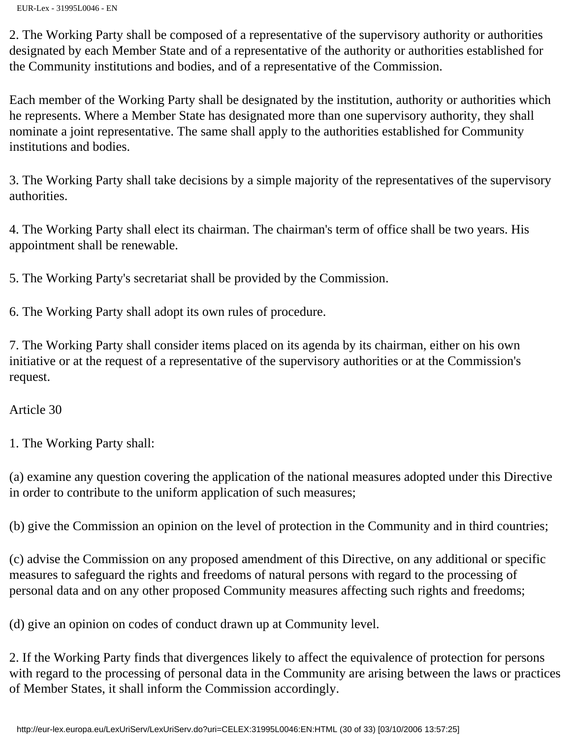2. The Working Party shall be composed of a representative of the supervisory authority or authorities designated by each Member State and of a representative of the authority or authorities established for the Community institutions and bodies, and of a representative of the Commission.

Each member of the Working Party shall be designated by the institution, authority or authorities which he represents. Where a Member State has designated more than one supervisory authority, they shall nominate a joint representative. The same shall apply to the authorities established for Community institutions and bodies.

3. The Working Party shall take decisions by a simple majority of the representatives of the supervisory authorities.

4. The Working Party shall elect its chairman. The chairman's term of office shall be two years. His appointment shall be renewable.

5. The Working Party's secretariat shall be provided by the Commission.

6. The Working Party shall adopt its own rules of procedure.

7. The Working Party shall consider items placed on its agenda by its chairman, either on his own initiative or at the request of a representative of the supervisory authorities or at the Commission's request.

Article 30

1. The Working Party shall:

(a) examine any question covering the application of the national measures adopted under this Directive in order to contribute to the uniform application of such measures;

(b) give the Commission an opinion on the level of protection in the Community and in third countries;

(c) advise the Commission on any proposed amendment of this Directive, on any additional or specific measures to safeguard the rights and freedoms of natural persons with regard to the processing of personal data and on any other proposed Community measures affecting such rights and freedoms;

(d) give an opinion on codes of conduct drawn up at Community level.

2. If the Working Party finds that divergences likely to affect the equivalence of protection for persons with regard to the processing of personal data in the Community are arising between the laws or practices of Member States, it shall inform the Commission accordingly.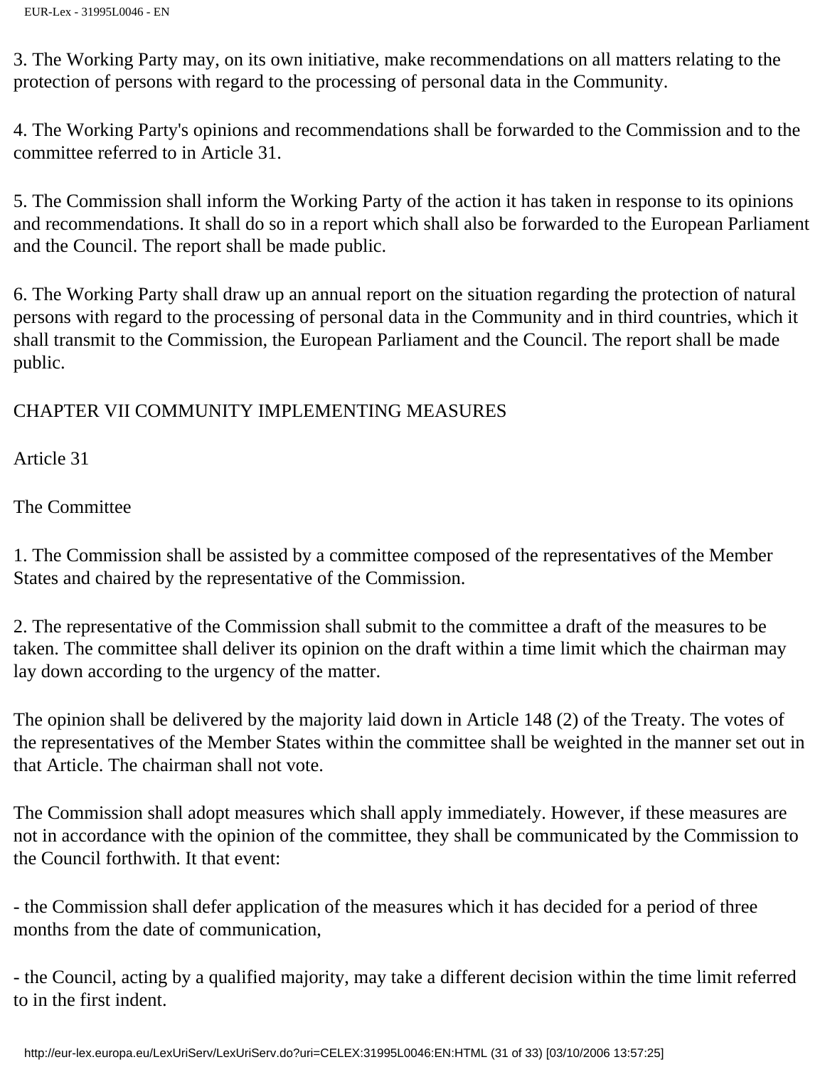3. The Working Party may, on its own initiative, make recommendations on all matters relating to the protection of persons with regard to the processing of personal data in the Community.

4. The Working Party's opinions and recommendations shall be forwarded to the Commission and to the committee referred to in Article 31.

5. The Commission shall inform the Working Party of the action it has taken in response to its opinions and recommendations. It shall do so in a report which shall also be forwarded to the European Parliament and the Council. The report shall be made public.

6. The Working Party shall draw up an annual report on the situation regarding the protection of natural persons with regard to the processing of personal data in the Community and in third countries, which it shall transmit to the Commission, the European Parliament and the Council. The report shall be made public.

## CHAPTER VII COMMUNITY IMPLEMENTING MEASURES

### Article 31

The Committee

1. The Commission shall be assisted by a committee composed of the representatives of the Member States and chaired by the representative of the Commission.

2. The representative of the Commission shall submit to the committee a draft of the measures to be taken. The committee shall deliver its opinion on the draft within a time limit which the chairman may lay down according to the urgency of the matter.

The opinion shall be delivered by the majority laid down in Article 148 (2) of the Treaty. The votes of the representatives of the Member States within the committee shall be weighted in the manner set out in that Article. The chairman shall not vote.

The Commission shall adopt measures which shall apply immediately. However, if these measures are not in accordance with the opinion of the committee, they shall be communicated by the Commission to the Council forthwith. It that event:

- the Commission shall defer application of the measures which it has decided for a period of three months from the date of communication,

- the Council, acting by a qualified majority, may take a different decision within the time limit referred to in the first indent.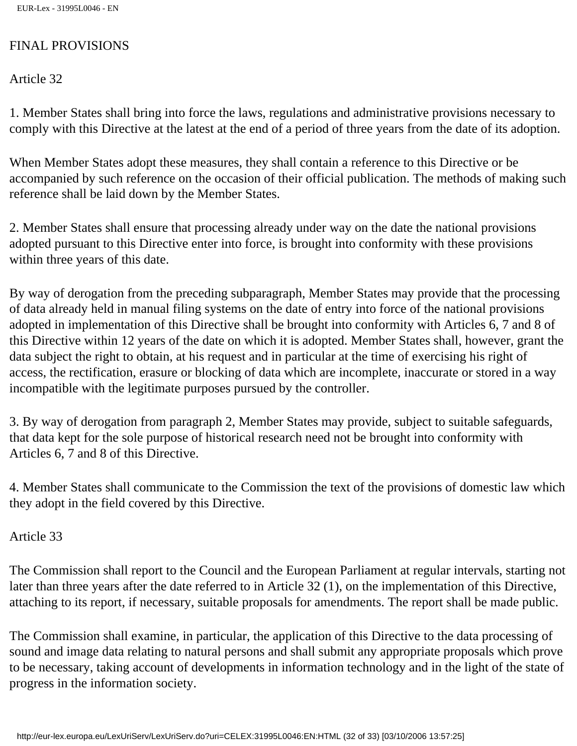FINAL PROVISIONS

Article 32

1. Member States shall bring into force the laws, regulations and administrative provisions necessary to comply with this Directive at the latest at the end of a period of three years from the date of its adoption.

When Member States adopt these measures, they shall contain a reference to this Directive or be accompanied by such reference on the occasion of their official publication. The methods of making such reference shall be laid down by the Member States.

2. Member States shall ensure that processing already under way on the date the national provisions adopted pursuant to this Directive enter into force, is brought into conformity with these provisions within three years of this date.

By way of derogation from the preceding subparagraph, Member States may provide that the processing of data already held in manual filing systems on the date of entry into force of the national provisions adopted in implementation of this Directive shall be brought into conformity with Articles 6, 7 and 8 of this Directive within 12 years of the date on which it is adopted. Member States shall, however, grant the data subject the right to obtain, at his request and in particular at the time of exercising his right of access, the rectification, erasure or blocking of data which are incomplete, inaccurate or stored in a way incompatible with the legitimate purposes pursued by the controller.

3. By way of derogation from paragraph 2, Member States may provide, subject to suitable safeguards, that data kept for the sole purpose of historical research need not be brought into conformity with Articles 6, 7 and 8 of this Directive.

4. Member States shall communicate to the Commission the text of the provisions of domestic law which they adopt in the field covered by this Directive.

Article 33

The Commission shall report to the Council and the European Parliament at regular intervals, starting not later than three years after the date referred to in Article 32 (1), on the implementation of this Directive, attaching to its report, if necessary, suitable proposals for amendments. The report shall be made public.

The Commission shall examine, in particular, the application of this Directive to the data processing of sound and image data relating to natural persons and shall submit any appropriate proposals which prove to be necessary, taking account of developments in information technology and in the light of the state of progress in the information society.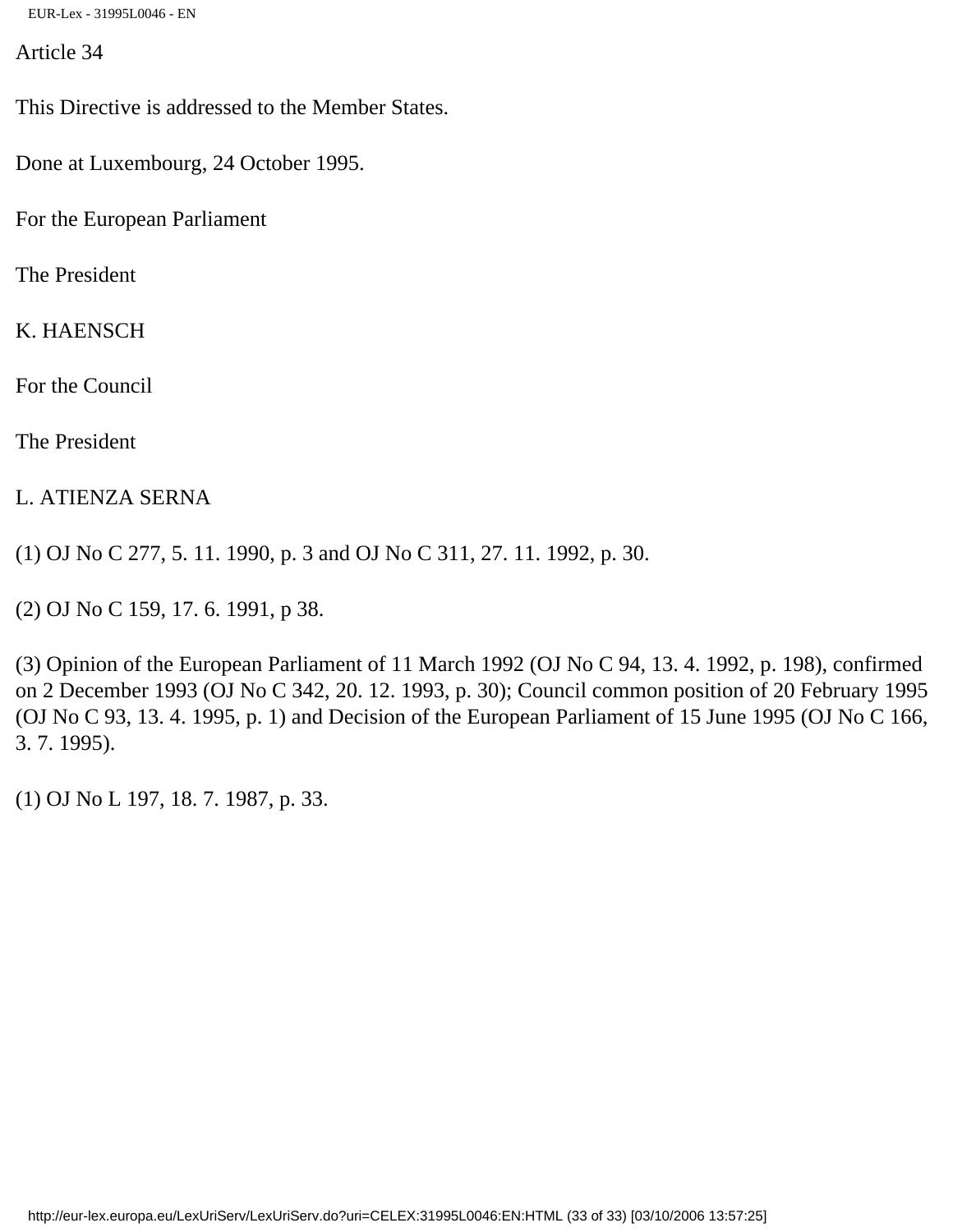Article 34

This Directive is addressed to the Member States.

Done at Luxembourg, 24 October 1995.

For the European Parliament

The President

K. HAENSCH

For the Council

The President

L. ATIENZA SERNA

(1) OJ No C 277, 5. 11. 1990, p. 3 and OJ No C 311, 27. 11. 1992, p. 30.

(2) OJ No C 159, 17. 6. 1991, p 38.

(3) Opinion of the European Parliament of 11 March 1992 (OJ No C 94, 13. 4. 1992, p. 198), confirmed on 2 December 1993 (OJ No C 342, 20. 12. 1993, p. 30); Council common position of 20 February 1995 (OJ No C 93, 13. 4. 1995, p. 1) and Decision of the European Parliament of 15 June 1995 (OJ No C 166, 3. 7. 1995).

(1) OJ No L 197, 18. 7. 1987, p. 33.